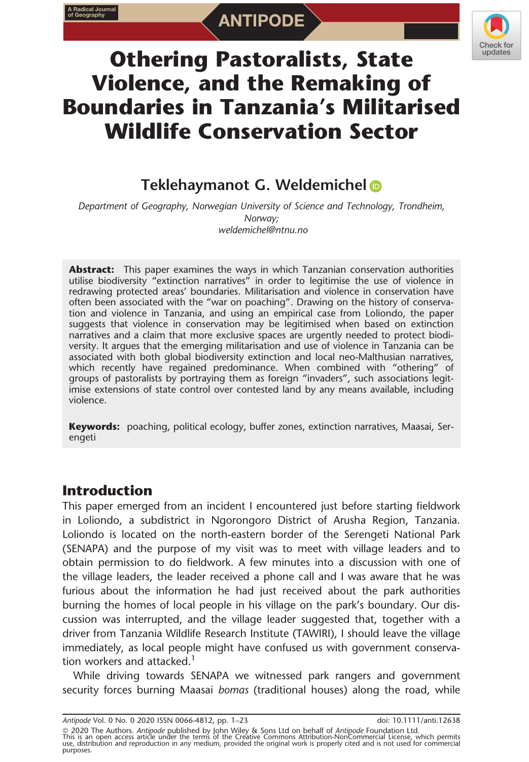# Othering Pastoralists, State Violence, and the Remaking of Boundaries in Tanzania's Militarised Wildlife Conservation Sector

## Teklehaymanot G. Weldemichel

*Department of Geography, Norwegian University of Science and Technology, Trondheim, Norway;*
*weldemichel@ntnu.no*

**Abstract:** This paper examines the ways in which Tanzanian conservation authorities utilise biodiversity "extinction narratives" in order to legitimise the use of violence in redrawing protected areas' boundaries. Militarisation and violence in conservation have often been associated with the "war on poaching". Drawing on the history of conservation and violence in Tanzania, and using an empirical case from Loliondo, the paper suggests that violence in conservation may be legitimised when based on extinction narratives and a claim that more exclusive spaces are urgently needed to protect biodiversity. It argues that the emerging militarisation and use of violence in Tanzania can be associated with both global biodiversity extinction and local neo-Malthusian narratives, which recently have regained predominance. When combined with "othering" of groups of pastoralists by portraying them as foreign "invaders", such associations legitimise extensions of state control over contested land by any means available, including violence.

**Keywords:** poaching, political ecology, buffer zones, extinction narratives, Maasai, Serengeti

## Introduction

This paper emerged from an incident I encountered just before starting fieldwork in Loliondo, a subdistrict in Ngorongoro District of Arusha Region, Tanzania. Loliondo is located on the north-eastern border of the Serengeti National Park (SENAPA) and the purpose of my visit was to meet with village leaders and to obtain permission to do fieldwork. A few minutes into a discussion with one of the village leaders, the leader received a phone call and I was aware that he was furious about the information he had just received about the park authorities burning the homes of local people in his village on the park's boundary. Our discussion was interrupted, and the village leader suggested that, together with a driver from Tanzania Wildlife Research Institute (TAWIRI), I should leave the village immediately, as local people might have confused us with government conservation workers and attacked.[1]

While driving towards SENAPA we witnessed park rangers and government security forces burning Maasai *bomas* (traditional houses) along the road, while

© 2020 The Authors. *Antipode* published by John Wiley & Sons Ltd on behalf of *Antipode* Foundation Ltd.
This is an open access article under the terms of the Creative Commons Attribution-NonCommercial License, which permits use, distribution and reproduction in any medium, provided the original work is properly cited and is not used for commercial purposes.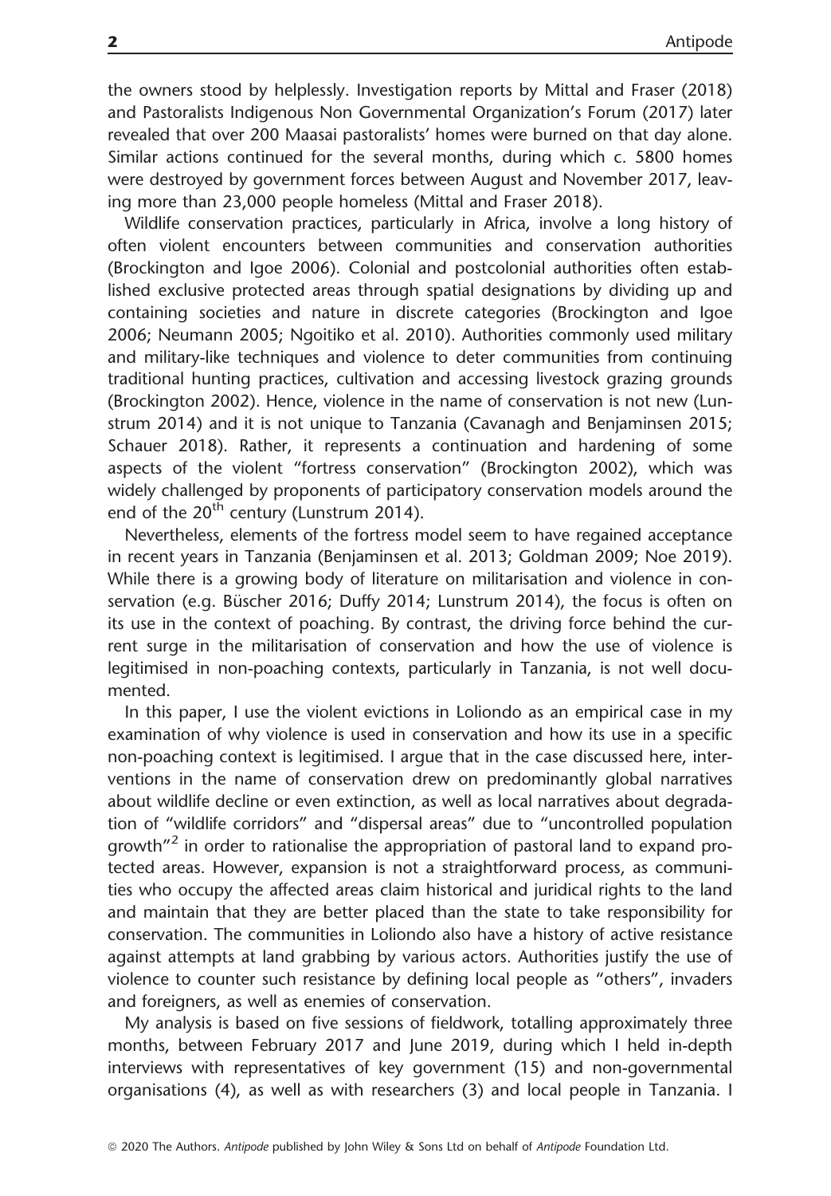the owners stood by helplessly. Investigation reports by Mittal and Fraser (2018) and Pastoralists Indigenous Non Governmental Organization's Forum (2017) later revealed that over 200 Maasai pastoralists' homes were burned on that day alone. Similar actions continued for the several months, during which c. 5800 homes were destroyed by government forces between August and November 2017, leaving more than 23,000 people homeless (Mittal and Fraser 2018).

Wildlife conservation practices, particularly in Africa, involve a long history of often violent encounters between communities and conservation authorities (Brockington and Igoe 2006). Colonial and postcolonial authorities often established exclusive protected areas through spatial designations by dividing up and containing societies and nature in discrete categories (Brockington and Igoe 2006; Neumann 2005; Ngoitiko et al. 2010). Authorities commonly used military and military-like techniques and violence to deter communities from continuing traditional hunting practices, cultivation and accessing livestock grazing grounds (Brockington 2002). Hence, violence in the name of conservation is not new (Lunstrum 2014) and it is not unique to Tanzania (Cavanagh and Benjaminsen 2015; Schauer 2018). Rather, it represents a continuation and hardening of some aspects of the violent "fortress conservation" (Brockington 2002), which was widely challenged by proponents of participatory conservation models around the end of the 20th century (Lunstrum 2014).

Nevertheless, elements of the fortress model seem to have regained acceptance in recent years in Tanzania (Benjaminsen et al. 2013; Goldman 2009; Noe 2019). While there is a growing body of literature on militarisation and violence in conservation (e.g. Büscher 2016; Duffy 2014; Lunstrum 2014), the focus is often on its use in the context of poaching. By contrast, the driving force behind the current surge in the militarisation of conservation and how the use of violence is legitimised in non-poaching contexts, particularly in Tanzania, is not well documented.

In this paper, I use the violent evictions in Loliondo as an empirical case in my examination of why violence is used in conservation and how its use in a specific non-poaching context is legitimised. I argue that in the case discussed here, interventions in the name of conservation drew on predominantly global narratives about wildlife decline or even extinction, as well as local narratives about degradation of "wildlife corridors" and "dispersal areas" due to "uncontrolled population growth"[2] in order to rationalise the appropriation of pastoral land to expand protected areas. However, expansion is not a straightforward process, as communities who occupy the affected areas claim historical and juridical rights to the land and maintain that they are better placed than the state to take responsibility for conservation. The communities in Loliondo also have a history of active resistance against attempts at land grabbing by various actors. Authorities justify the use of violence to counter such resistance by defining local people as "others", invaders and foreigners, as well as enemies of conservation.

My analysis is based on five sessions of fieldwork, totalling approximately three months, between February 2017 and June 2019, during which I held in-depth interviews with representatives of key government (15) and non-governmental organisations (4), as well as with researchers (3) and local people in Tanzania. I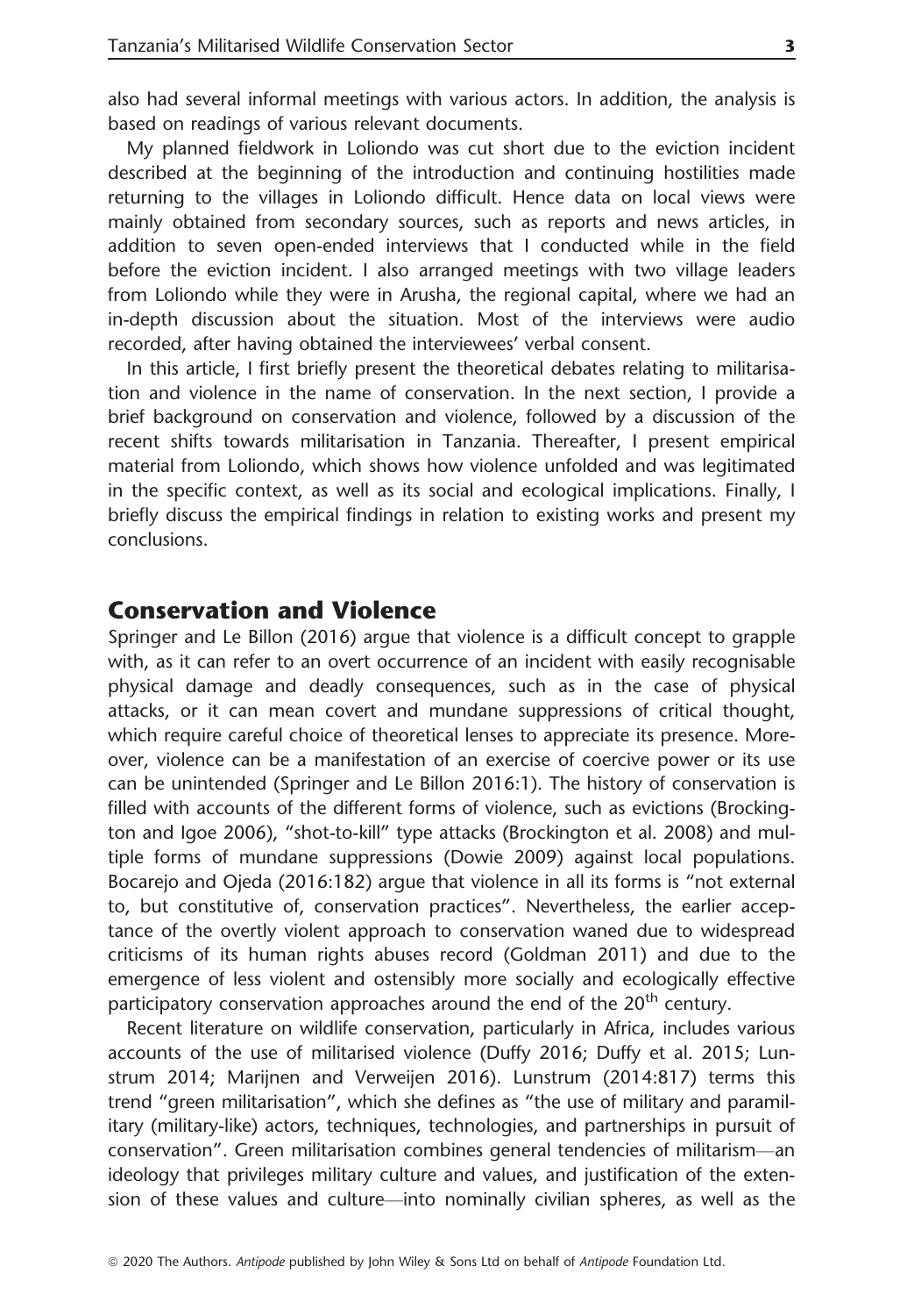also had several informal meetings with various actors. In addition, the analysis is based on readings of various relevant documents.

My planned fieldwork in Loliondo was cut short due to the eviction incident described at the beginning of the introduction and continuing hostilities made returning to the villages in Loliondo difficult. Hence data on local views were mainly obtained from secondary sources, such as reports and news articles, in addition to seven open-ended interviews that I conducted while in the field before the eviction incident. I also arranged meetings with two village leaders from Loliondo while they were in Arusha, the regional capital, where we had an in-depth discussion about the situation. Most of the interviews were audio recorded, after having obtained the interviewees' verbal consent.

In this article, I first briefly present the theoretical debates relating to militarisation and violence in the name of conservation. In the next section, I provide a brief background on conservation and violence, followed by a discussion of the recent shifts towards militarisation in Tanzania. Thereafter, I present empirical material from Loliondo, which shows how violence unfolded and was legitimated in the specific context, as well as its social and ecological implications. Finally, I briefly discuss the empirical findings in relation to existing works and present my conclusions.

## Conservation and Violence

Springer and Le Billon (2016) argue that violence is a difficult concept to grapple with, as it can refer to an overt occurrence of an incident with easily recognisable physical damage and deadly consequences, such as in the case of physical attacks, or it can mean covert and mundane suppressions of critical thought, which require careful choice of theoretical lenses to appreciate its presence. Moreover, violence can be a manifestation of an exercise of coercive power or its use can be unintended (Springer and Le Billon 2016:1). The history of conservation is filled with accounts of the different forms of violence, such as evictions (Brockington and Igoe 2006), "shot-to-kill" type attacks (Brockington et al. 2008) and multiple forms of mundane suppressions (Dowie 2009) against local populations. Bocarejo and Ojeda (2016:182) argue that violence in all its forms is "not external to, but constitutive of, conservation practices". Nevertheless, the earlier acceptance of the overtly violent approach to conservation waned due to widespread criticisms of its human rights abuses record (Goldman 2011) and due to the emergence of less violent and ostensibly more socially and ecologically effective participatory conservation approaches around the end of the 20th century.

Recent literature on wildlife conservation, particularly in Africa, includes various accounts of the use of militarised violence (Duffy 2016; Duffy et al. 2015; Lunstrum 2014; Marijnen and Verweijen 2016). Lunstrum (2014:817) terms this trend "green militarisation", which she defines as "the use of military and paramilitary (military-like) actors, techniques, technologies, and partnerships in pursuit of conservation". Green militarisation combines general tendencies of militarism—an ideology that privileges military culture and values, and justification of the extension of these values and culture—into nominally civilian spheres, as well as the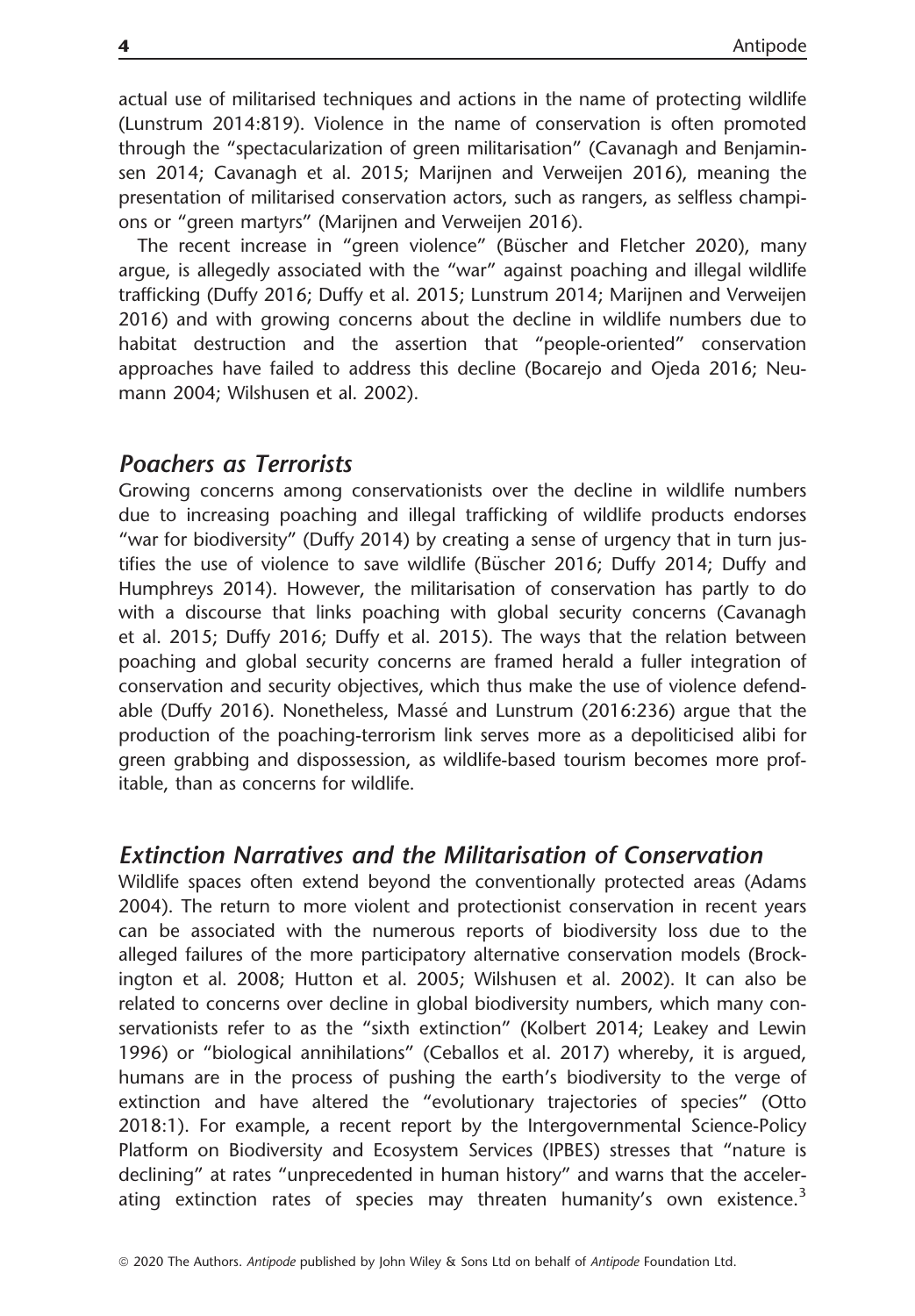actual use of militarised techniques and actions in the name of protecting wildlife (Lunstrum 2014:819). Violence in the name of conservation is often promoted through the "spectacularization of green militarisation" (Cavanagh and Benjaminsen 2014; Cavanagh et al. 2015; Marijnen and Verweijen 2016), meaning the presentation of militarised conservation actors, such as rangers, as selfless champions or "green martyrs" (Marijnen and Verweijen 2016).

The recent increase in "green violence" (Büscher and Fletcher 2020), many argue, is allegedly associated with the "war" against poaching and illegal wildlife trafficking (Duffy 2016; Duffy et al. 2015; Lunstrum 2014; Marijnen and Verweijen 2016) and with growing concerns about the decline in wildlife numbers due to habitat destruction and the assertion that "people-oriented" conservation approaches have failed to address this decline (Bocarejo and Ojeda 2016; Neumann 2004; Wilshusen et al. 2002).

## *Poachers as Terrorists*

Growing concerns among conservationists over the decline in wildlife numbers due to increasing poaching and illegal trafficking of wildlife products endorses "war for biodiversity" (Duffy 2014) by creating a sense of urgency that in turn justifies the use of violence to save wildlife (Büscher 2016; Duffy 2014; Duffy and Humphreys 2014). However, the militarisation of conservation has partly to do with a discourse that links poaching with global security concerns (Cavanagh et al. 2015; Duffy 2016; Duffy et al. 2015). The ways that the relation between poaching and global security concerns are framed herald a fuller integration of conservation and security objectives, which thus make the use of violence defendable (Duffy 2016). Nonetheless, Massé and Lunstrum (2016:236) argue that the production of the poaching-terrorism link serves more as a depoliticised alibi for green grabbing and dispossession, as wildlife-based tourism becomes more profitable, than as concerns for wildlife.

## *Extinction Narratives and the Militarisation of Conservation*

Wildlife spaces often extend beyond the conventionally protected areas (Adams 2004). The return to more violent and protectionist conservation in recent years can be associated with the numerous reports of biodiversity loss due to the alleged failures of the more participatory alternative conservation models (Brockington et al. 2008; Hutton et al. 2005; Wilshusen et al. 2002). It can also be related to concerns over decline in global biodiversity numbers, which many conservationists refer to as the "sixth extinction" (Kolbert 2014; Leakey and Lewin 1996) or "biological annihilations" (Ceballos et al. 2017) whereby, it is argued, humans are in the process of pushing the earth's biodiversity to the verge of extinction and have altered the "evolutionary trajectories of species" (Otto 2018:1). For example, a recent report by the Intergovernmental Science-Policy Platform on Biodiversity and Ecosystem Services (IPBES) stresses that "nature is declining" at rates "unprecedented in human history" and warns that the accelerating extinction rates of species may threaten humanity's own existence.[3]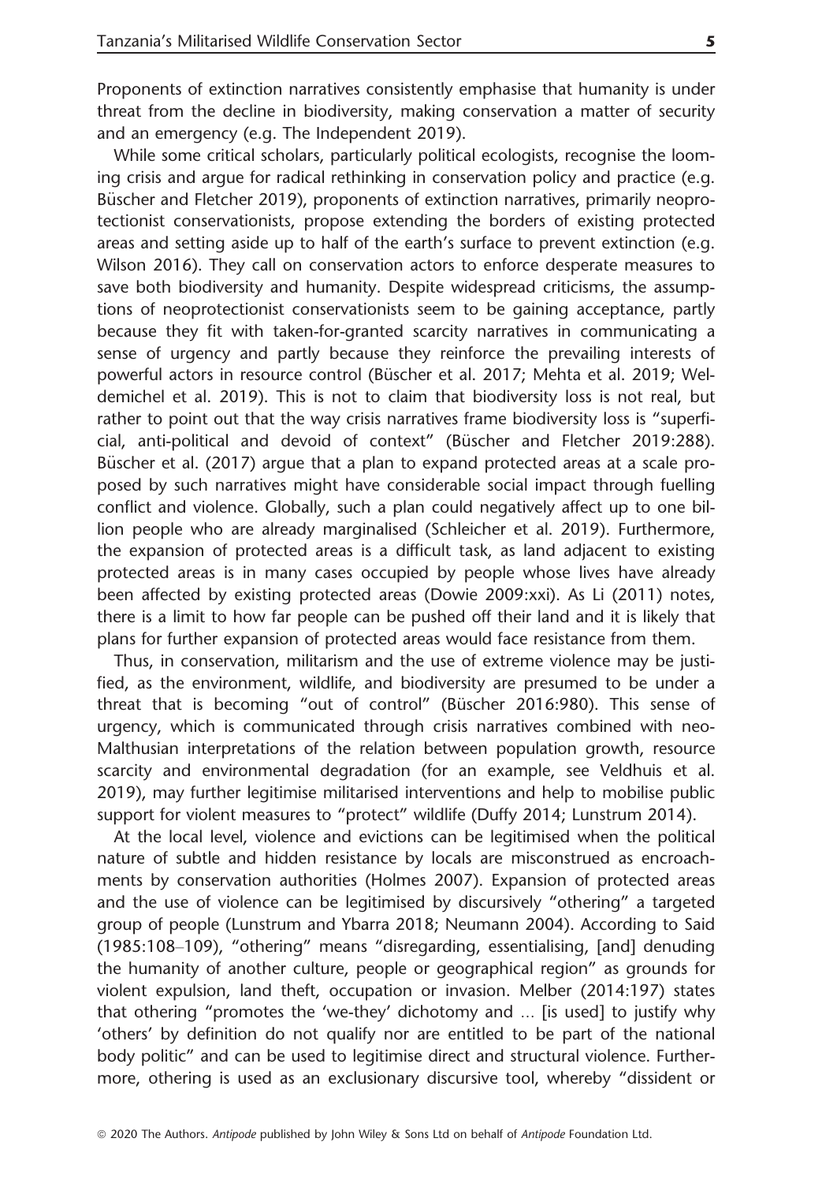Proponents of extinction narratives consistently emphasise that humanity is under threat from the decline in biodiversity, making conservation a matter of security and an emergency (e.g. The Independent 2019).

While some critical scholars, particularly political ecologists, recognise the looming crisis and argue for radical rethinking in conservation policy and practice (e.g. Büscher and Fletcher 2019), proponents of extinction narratives, primarily neoprotectionist conservationists, propose extending the borders of existing protected areas and setting aside up to half of the earth's surface to prevent extinction (e.g. Wilson 2016). They call on conservation actors to enforce desperate measures to save both biodiversity and humanity. Despite widespread criticisms, the assumptions of neoprotectionist conservationists seem to be gaining acceptance, partly because they fit with taken-for-granted scarcity narratives in communicating a sense of urgency and partly because they reinforce the prevailing interests of powerful actors in resource control (Büscher et al. 2017; Mehta et al. 2019; Weldemichel et al. 2019). This is not to claim that biodiversity loss is not real, but rather to point out that the way crisis narratives frame biodiversity loss is "superficial, anti-political and devoid of context" (Büscher and Fletcher 2019:288). Büscher et al. (2017) argue that a plan to expand protected areas at a scale proposed by such narratives might have considerable social impact through fuelling conflict and violence. Globally, such a plan could negatively affect up to one billion people who are already marginalised (Schleicher et al. 2019). Furthermore, the expansion of protected areas is a difficult task, as land adjacent to existing protected areas is in many cases occupied by people whose lives have already been affected by existing protected areas (Dowie 2009:xxi). As Li (2011) notes, there is a limit to how far people can be pushed off their land and it is likely that plans for further expansion of protected areas would face resistance from them.

Thus, in conservation, militarism and the use of extreme violence may be justified, as the environment, wildlife, and biodiversity are presumed to be under a threat that is becoming "out of control" (Büscher 2016:980). This sense of urgency, which is communicated through crisis narratives combined with neo-Malthusian interpretations of the relation between population growth, resource scarcity and environmental degradation (for an example, see Veldhuis et al. 2019), may further legitimise militarised interventions and help to mobilise public support for violent measures to "protect" wildlife (Duffy 2014; Lunstrum 2014).

At the local level, violence and evictions can be legitimised when the political nature of subtle and hidden resistance by locals are misconstrued as encroachments by conservation authorities (Holmes 2007). Expansion of protected areas and the use of violence can be legitimised by discursively "othering" a targeted group of people (Lunstrum and Ybarra 2018; Neumann 2004). According to Said (1985:108–109), "othering" means "disregarding, essentialising, [and] denuding the humanity of another culture, people or geographical region" as grounds for violent expulsion, land theft, occupation or invasion. Melber (2014:197) states that othering "promotes the 'we-they' dichotomy and … [is used] to justify why 'others' by definition do not qualify nor are entitled to be part of the national body politic" and can be used to legitimise direct and structural violence. Furthermore, othering is used as an exclusionary discursive tool, whereby "dissident or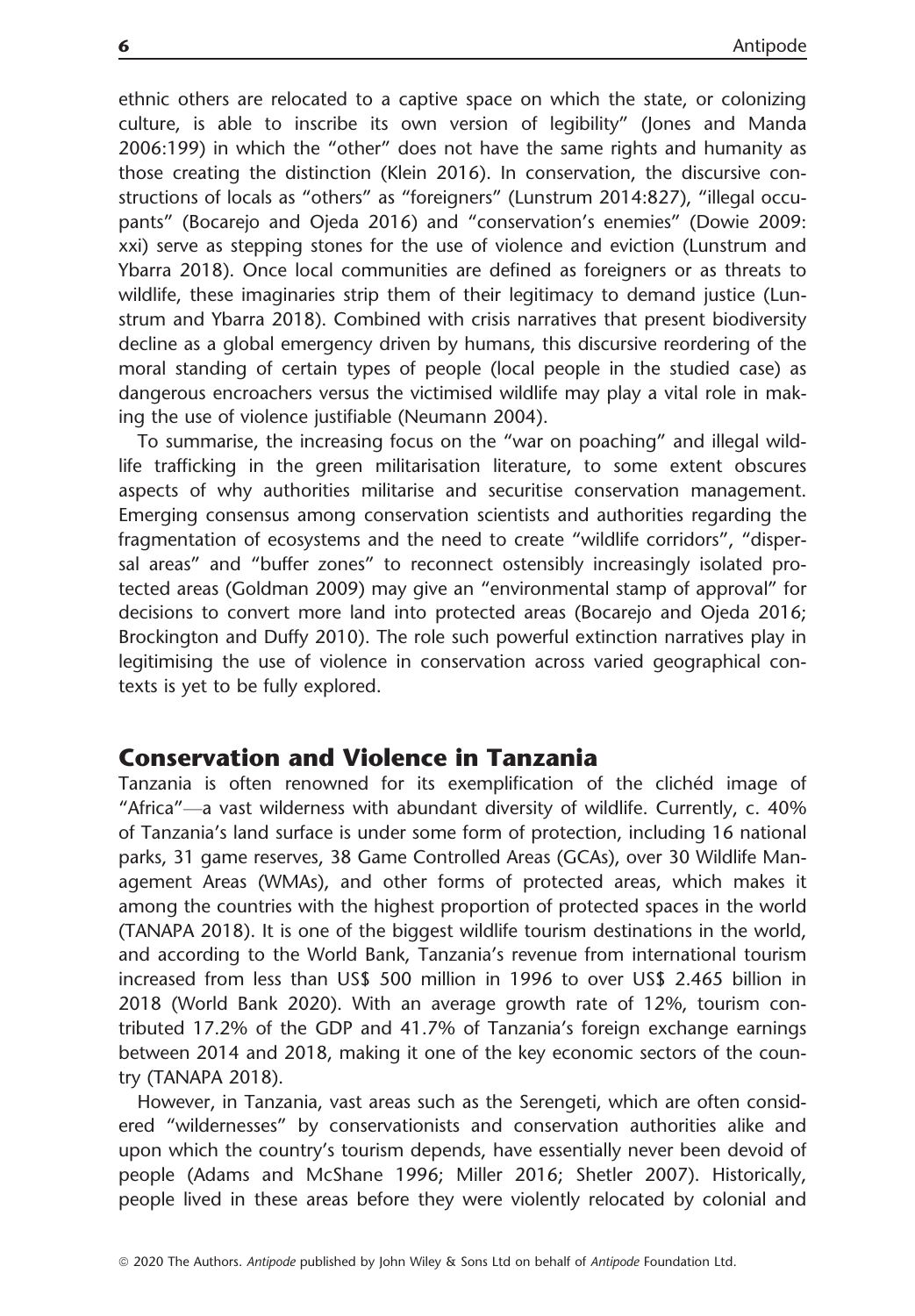ethnic others are relocated to a captive space on which the state, or colonizing culture, is able to inscribe its own version of legibility" (Jones and Manda 2006:199) in which the "other" does not have the same rights and humanity as those creating the distinction (Klein 2016). In conservation, the discursive constructions of locals as "others" as "foreigners" (Lunstrum 2014:827), "illegal occupants" (Bocarejo and Ojeda 2016) and "conservation's enemies" (Dowie 2009: xxi) serve as stepping stones for the use of violence and eviction (Lunstrum and Ybarra 2018). Once local communities are defined as foreigners or as threats to wildlife, these imaginaries strip them of their legitimacy to demand justice (Lunstrum and Ybarra 2018). Combined with crisis narratives that present biodiversity decline as a global emergency driven by humans, this discursive reordering of the moral standing of certain types of people (local people in the studied case) as dangerous encroachers versus the victimised wildlife may play a vital role in making the use of violence justifiable (Neumann 2004).

To summarise, the increasing focus on the "war on poaching" and illegal wildlife trafficking in the green militarisation literature, to some extent obscures aspects of why authorities militarise and securitise conservation management. Emerging consensus among conservation scientists and authorities regarding the fragmentation of ecosystems and the need to create "wildlife corridors", "dispersal areas" and "buffer zones" to reconnect ostensibly increasingly isolated protected areas (Goldman 2009) may give an "environmental stamp of approval" for decisions to convert more land into protected areas (Bocarejo and Ojeda 2016; Brockington and Duffy 2010). The role such powerful extinction narratives play in legitimising the use of violence in conservation across varied geographical contexts is yet to be fully explored.

## Conservation and Violence in Tanzania

Tanzania is often renowned for its exemplification of the clichéd image of "Africa"—a vast wilderness with abundant diversity of wildlife. Currently, c. 40% of Tanzania's land surface is under some form of protection, including 16 national parks, 31 game reserves, 38 Game Controlled Areas (GCAs), over 30 Wildlife Management Areas (WMAs), and other forms of protected areas, which makes it among the countries with the highest proportion of protected spaces in the world (TANAPA 2018). It is one of the biggest wildlife tourism destinations in the world, and according to the World Bank, Tanzania's revenue from international tourism increased from less than US$ 500 million in 1996 to over US$ 2.465 billion in 2018 (World Bank 2020). With an average growth rate of 12%, tourism contributed 17.2% of the GDP and 41.7% of Tanzania's foreign exchange earnings between 2014 and 2018, making it one of the key economic sectors of the country (TANAPA 2018).

However, in Tanzania, vast areas such as the Serengeti, which are often considered "wildernesses" by conservationists and conservation authorities alike and upon which the country's tourism depends, have essentially never been devoid of people (Adams and McShane 1996; Miller 2016; Shetler 2007). Historically, people lived in these areas before they were violently relocated by colonial and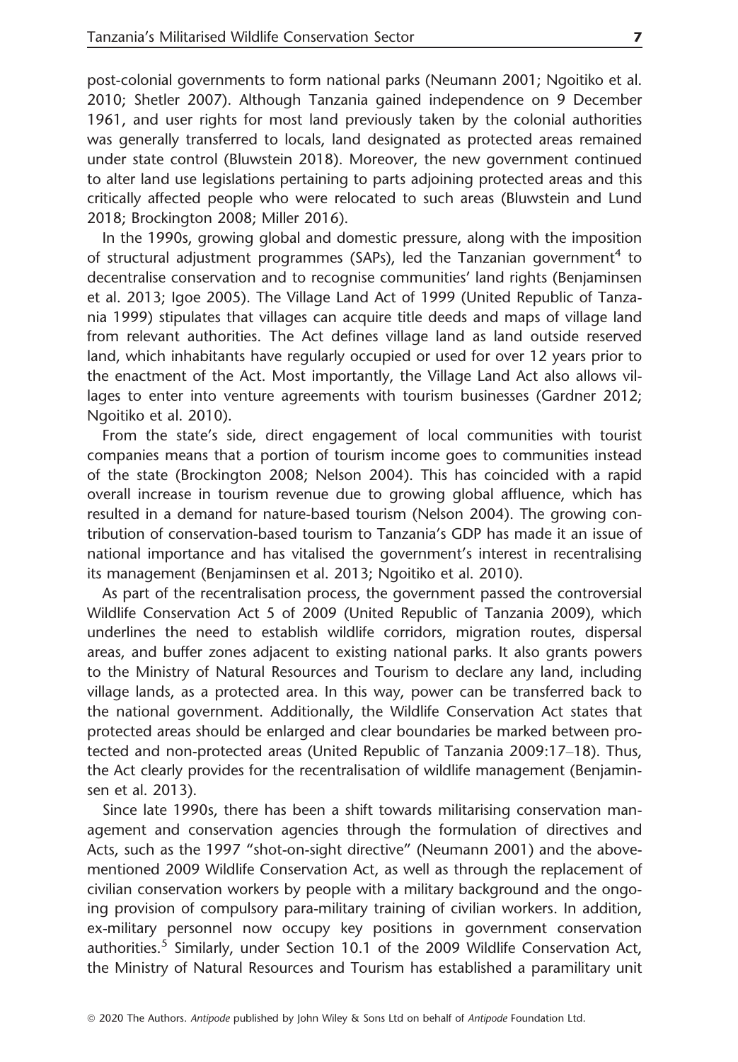post-colonial governments to form national parks (Neumann 2001; Ngoitiko et al. 2010; Shetler 2007). Although Tanzania gained independence on 9 December 1961, and user rights for most land previously taken by the colonial authorities was generally transferred to locals, land designated as protected areas remained under state control (Bluwstein 2018). Moreover, the new government continued to alter land use legislations pertaining to parts adjoining protected areas and this critically affected people who were relocated to such areas (Bluwstein and Lund 2018; Brockington 2008; Miller 2016).

In the 1990s, growing global and domestic pressure, along with the imposition of structural adjustment programmes (SAPs), led the Tanzanian government[4] to decentralise conservation and to recognise communities' land rights (Benjaminsen et al. 2013; Igoe 2005). The Village Land Act of 1999 (United Republic of Tanzania 1999) stipulates that villages can acquire title deeds and maps of village land from relevant authorities. The Act defines village land as land outside reserved land, which inhabitants have regularly occupied or used for over 12 years prior to the enactment of the Act. Most importantly, the Village Land Act also allows villages to enter into venture agreements with tourism businesses (Gardner 2012; Ngoitiko et al. 2010).

From the state's side, direct engagement of local communities with tourist companies means that a portion of tourism income goes to communities instead of the state (Brockington 2008; Nelson 2004). This has coincided with a rapid overall increase in tourism revenue due to growing global affluence, which has resulted in a demand for nature-based tourism (Nelson 2004). The growing contribution of conservation-based tourism to Tanzania's GDP has made it an issue of national importance and has vitalised the government's interest in recentralising its management (Benjaminsen et al. 2013; Ngoitiko et al. 2010).

As part of the recentralisation process, the government passed the controversial Wildlife Conservation Act 5 of 2009 (United Republic of Tanzania 2009), which underlines the need to establish wildlife corridors, migration routes, dispersal areas, and buffer zones adjacent to existing national parks. It also grants powers to the Ministry of Natural Resources and Tourism to declare any land, including village lands, as a protected area. In this way, power can be transferred back to the national government. Additionally, the Wildlife Conservation Act states that protected areas should be enlarged and clear boundaries be marked between protected and non-protected areas (United Republic of Tanzania 2009:17–18). Thus, the Act clearly provides for the recentralisation of wildlife management (Benjaminsen et al. 2013).

Since late 1990s, there has been a shift towards militarising conservation management and conservation agencies through the formulation of directives and Acts, such as the 1997 "shot-on-sight directive" (Neumann 2001) and the above-mentioned 2009 Wildlife Conservation Act, as well as through the replacement of civilian conservation workers by people with a military background and the ongoing provision of compulsory para-military training of civilian workers. In addition, ex-military personnel now occupy key positions in government conservation authorities.[5] Similarly, under Section 10.1 of the 2009 Wildlife Conservation Act, the Ministry of Natural Resources and Tourism has established a paramilitary unit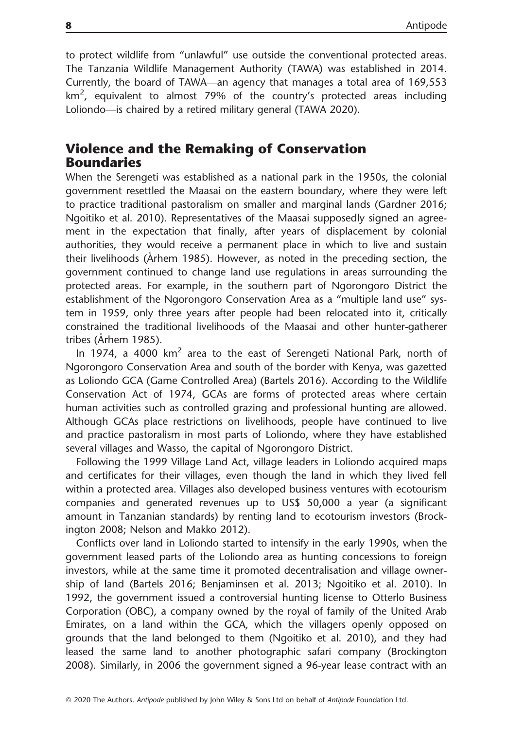to protect wildlife from "unlawful" use outside the conventional protected areas. The Tanzania Wildlife Management Authority (TAWA) was established in 2014. Currently, the board of TAWA—an agency that manages a total area of 169,553 $km^2$, equivalent to almost 79% of the country's protected areas including Loliondo—is chaired by a retired military general (TAWA 2020).

## Violence and the Remaking of Conservation Boundaries

When the Serengeti was established as a national park in the 1950s, the colonial government resettled the Maasai on the eastern boundary, where they were left to practice traditional pastoralism on smaller and marginal lands (Gardner 2016; Ngoitiko et al. 2010). Representatives of the Maasai supposedly signed an agreement in the expectation that finally, after years of displacement by colonial authorities, they would receive a permanent place in which to live and sustain their livelihoods (Århem 1985). However, as noted in the preceding section, the government continued to change land use regulations in areas surrounding the protected areas. For example, in the southern part of Ngorongoro District the establishment of the Ngorongoro Conservation Area as a "multiple land use" system in 1959, only three years after people had been relocated into it, critically constrained the traditional livelihoods of the Maasai and other hunter-gatherer tribes (Århem 1985).

In 1974, a 4000 $km^2$ area to the east of Serengeti National Park, north of Ngorongoro Conservation Area and south of the border with Kenya, was gazetted as Loliondo GCA (Game Controlled Area) (Bartels 2016). According to the Wildlife Conservation Act of 1974, GCAs are forms of protected areas where certain human activities such as controlled grazing and professional hunting are allowed. Although GCAs place restrictions on livelihoods, people have continued to live and practice pastoralism in most parts of Loliondo, where they have established several villages and Wasso, the capital of Ngorongoro District.

Following the 1999 Village Land Act, village leaders in Loliondo acquired maps and certificates for their villages, even though the land in which they lived fell within a protected area. Villages also developed business ventures with ecotourism companies and generated revenues up to US$ 50,000 a year (a significant amount in Tanzanian standards) by renting land to ecotourism investors (Brockington 2008; Nelson and Makko 2012).

Conflicts over land in Loliondo started to intensify in the early 1990s, when the government leased parts of the Loliondo area as hunting concessions to foreign investors, while at the same time it promoted decentralisation and village ownership of land (Bartels 2016; Benjaminsen et al. 2013; Ngoitiko et al. 2010). In 1992, the government issued a controversial hunting license to Otterlo Business Corporation (OBC), a company owned by the royal of family of the United Arab Emirates, on a land within the GCA, which the villagers openly opposed on grounds that the land belonged to them (Ngoitiko et al. 2010), and they had leased the same land to another photographic safari company (Brockington 2008). Similarly, in 2006 the government signed a 96-year lease contract with an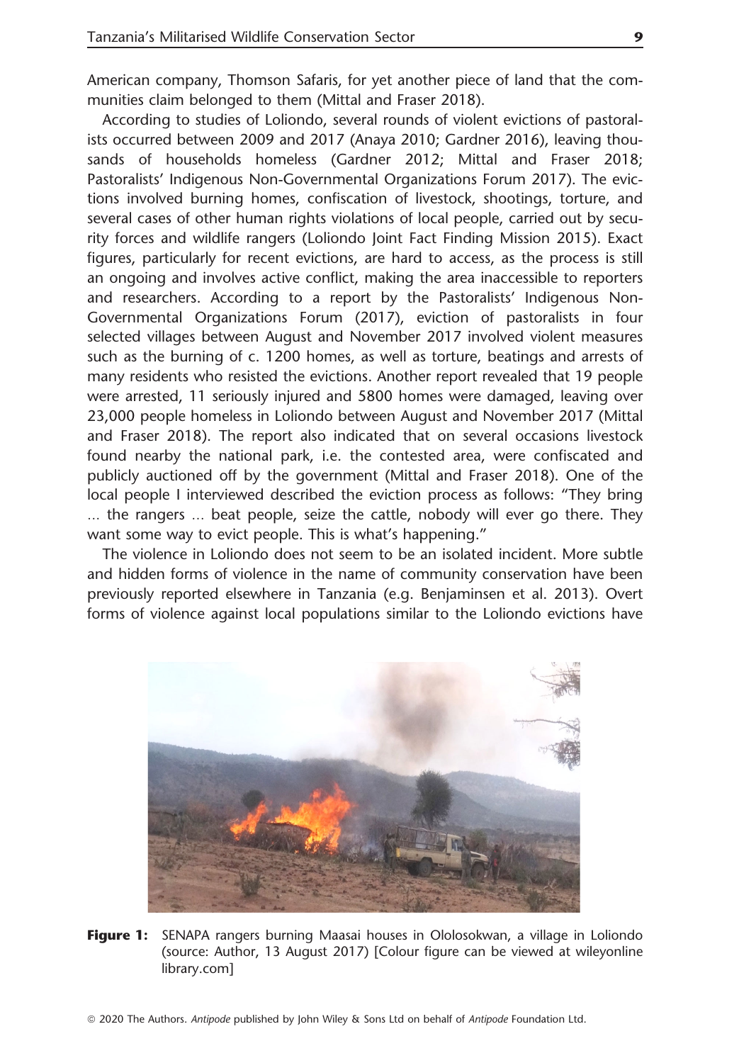American company, Thomson Safaris, for yet another piece of land that the communities claim belonged to them (Mittal and Fraser 2018).

According to studies of Loliondo, several rounds of violent evictions of pastoralists occurred between 2009 and 2017 (Anaya 2010; Gardner 2016), leaving thousands of households homeless (Gardner 2012; Mittal and Fraser 2018; Pastoralists' Indigenous Non-Governmental Organizations Forum 2017). The evictions involved burning homes, confiscation of livestock, shootings, torture, and several cases of other human rights violations of local people, carried out by security forces and wildlife rangers (Loliondo Joint Fact Finding Mission 2015). Exact figures, particularly for recent evictions, are hard to access, as the process is still an ongoing and involves active conflict, making the area inaccessible to reporters and researchers. According to a report by the Pastoralists' Indigenous Non-Governmental Organizations Forum (2017), eviction of pastoralists in four selected villages between August and November 2017 involved violent measures such as the burning of c. 1200 homes, as well as torture, beatings and arrests of many residents who resisted the evictions. Another report revealed that 19 people were arrested, 11 seriously injured and 5800 homes were damaged, leaving over 23,000 people homeless in Loliondo between August and November 2017 (Mittal and Fraser 2018). The report also indicated that on several occasions livestock found nearby the national park, i.e. the contested area, were confiscated and publicly auctioned off by the government (Mittal and Fraser 2018). One of the local people I interviewed described the eviction process as follows: "They bring ... the rangers ... beat people, seize the cattle, nobody will ever go there. They want some way to evict people. This is what's happening."

The violence in Loliondo does not seem to be an isolated incident. More subtle and hidden forms of violence in the name of community conservation have been previously reported elsewhere in Tanzania (e.g. Benjaminsen et al. 2013). Overt forms of violence against local populations similar to the Loliondo evictions have

**Figure 1:** SENAPA rangers burning Maasai houses in Ololosokwan, a village in Loliondo (source: Author, 13 August 2017) [Colour figure can be viewed at wileyonline library.com]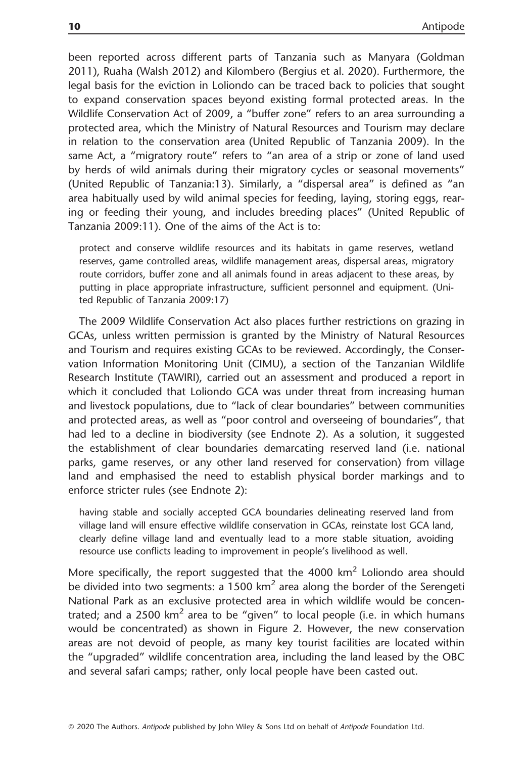been reported across different parts of Tanzania such as Manyara (Goldman 2011), Ruaha (Walsh 2012) and Kilombero (Bergius et al. 2020). Furthermore, the legal basis for the eviction in Loliondo can be traced back to policies that sought to expand conservation spaces beyond existing formal protected areas. In the Wildlife Conservation Act of 2009, a "buffer zone" refers to an area surrounding a protected area, which the Ministry of Natural Resources and Tourism may declare in relation to the conservation area (United Republic of Tanzania 2009). In the same Act, a "migratory route" refers to "an area of a strip or zone of land used by herds of wild animals during their migratory cycles or seasonal movements" (United Republic of Tanzania:13). Similarly, a "dispersal area" is defined as "an area habitually used by wild animal species for feeding, laying, storing eggs, rearing or feeding their young, and includes breeding places" (United Republic of Tanzania 2009:11). One of the aims of the Act is to:

> protect and conserve wildlife resources and its habitats in game reserves, wetland reserves, game controlled areas, wildlife management areas, dispersal areas, migratory route corridors, buffer zone and all animals found in areas adjacent to these areas, by putting in place appropriate infrastructure, sufficient personnel and equipment. (United Republic of Tanzania 2009:17)

The 2009 Wildlife Conservation Act also places further restrictions on grazing in GCAs, unless written permission is granted by the Ministry of Natural Resources and Tourism and requires existing GCAs to be reviewed. Accordingly, the Conservation Information Monitoring Unit (CIMU), a section of the Tanzanian Wildlife Research Institute (TAWIRI), carried out an assessment and produced a report in which it concluded that Loliondo GCA was under threat from increasing human and livestock populations, due to "lack of clear boundaries" between communities and protected areas, as well as "poor control and overseeing of boundaries", that had led to a decline in biodiversity (see Endnote 2). As a solution, it suggested the establishment of clear boundaries demarcating reserved land (i.e. national parks, game reserves, or any other land reserved for conservation) from village land and emphasised the need to establish physical border markings and to enforce stricter rules (see Endnote 2):

> having stable and socially accepted GCA boundaries delineating reserved land from village land will ensure effective wildlife conservation in GCAs, reinstate lost GCA land, clearly define village land and eventually lead to a more stable situation, avoiding resource use conflicts leading to improvement in people's livelihood as well.

More specifically, the report suggested that the 4000 km$^2$ Loliondo area should be divided into two segments: a 1500 km$^2$ area along the border of the Serengeti National Park as an exclusive protected area in which wildlife would be concentrated; and a 2500 km$^2$ area to be "given" to local people (i.e. in which humans would be concentrated) as shown in Figure 2. However, the new conservation areas are not devoid of people, as many key tourist facilities are located within the "upgraded" wildlife concentration area, including the land leased by the OBC and several safari camps; rather, only local people have been casted out.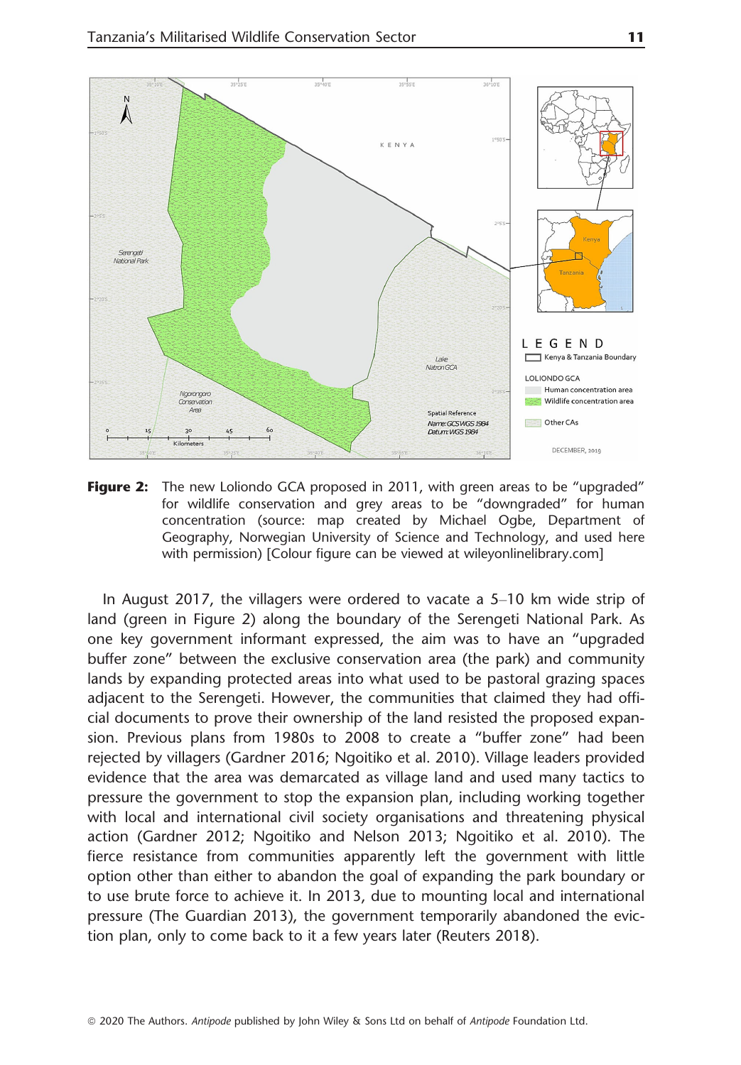**Figure 2:** The new Loliondo GCA proposed in 2011, with green areas to be "upgraded" for wildlife conservation and grey areas to be "downgraded" for human concentration (source: map created by Michael Ogbe, Department of Geography, Norwegian University of Science and Technology, and used here with permission) [Colour figure can be viewed at wileyonlinelibrary.com]

In August 2017, the villagers were ordered to vacate a 5–10 km wide strip of land (green in Figure 2) along the boundary of the Serengeti National Park. As one key government informant expressed, the aim was to have an "upgraded buffer zone" between the exclusive conservation area (the park) and community lands by expanding protected areas into what used to be pastoral grazing spaces adjacent to the Serengeti. However, the communities that claimed they had official documents to prove their ownership of the land resisted the proposed expansion. Previous plans from 1980s to 2008 to create a "buffer zone" had been rejected by villagers (Gardner 2016; Ngoitiko et al. 2010). Village leaders provided evidence that the area was demarcated as village land and used many tactics to pressure the government to stop the expansion plan, including working together with local and international civil society organisations and threatening physical action (Gardner 2012; Ngoitiko and Nelson 2013; Ngoitiko et al. 2010). The fierce resistance from communities apparently left the government with little option other than either to abandon the goal of expanding the park boundary or to use brute force to achieve it. In 2013, due to mounting local and international pressure (The Guardian 2013), the government temporarily abandoned the eviction plan, only to come back to it a few years later (Reuters 2018).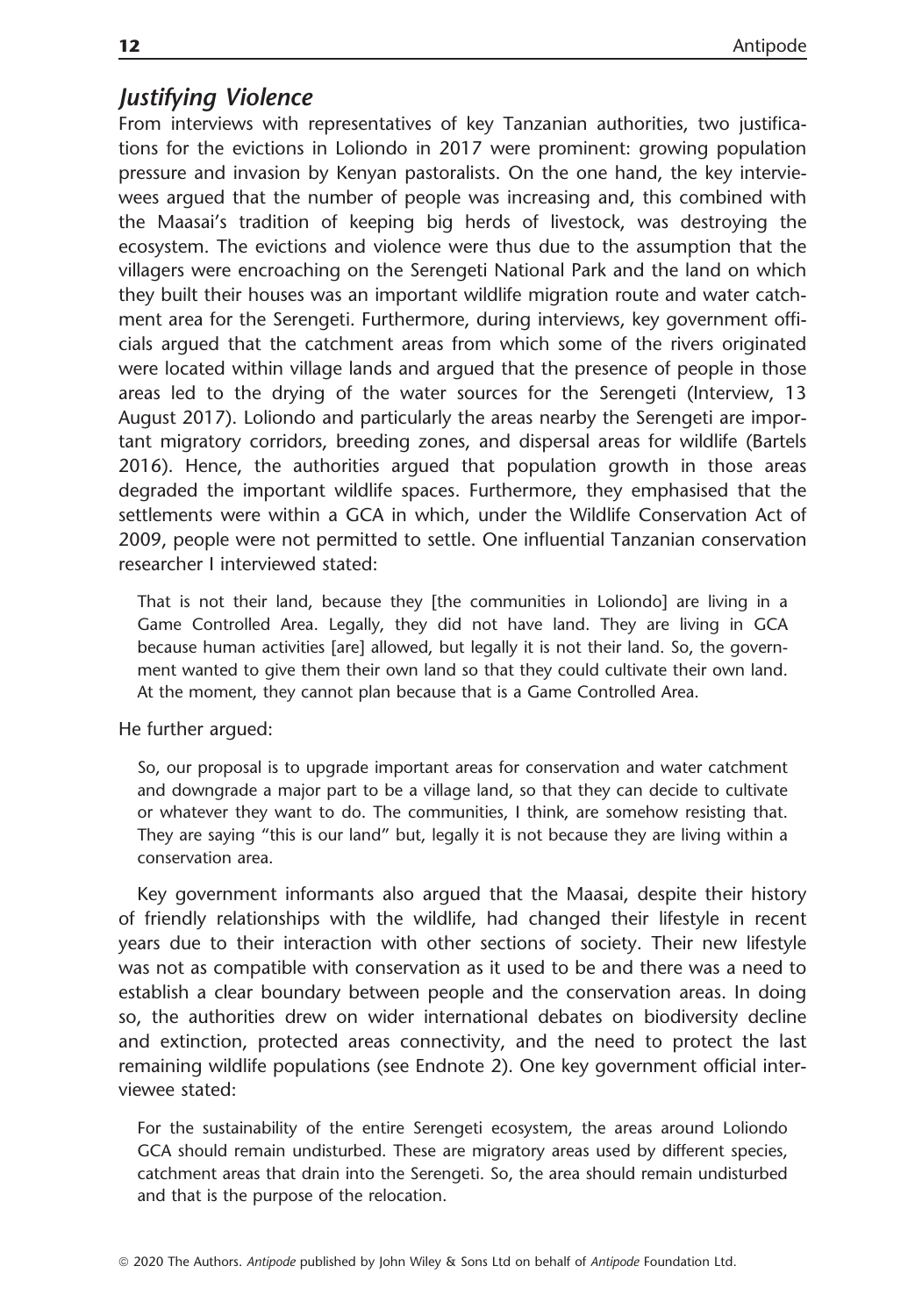## *Justifying Violence*

From interviews with representatives of key Tanzanian authorities, two justifications for the evictions in Loliondo in 2017 were prominent: growing population pressure and invasion by Kenyan pastoralists. On the one hand, the key interviewees argued that the number of people was increasing and, this combined with the Maasai's tradition of keeping big herds of livestock, was destroying the ecosystem. The evictions and violence were thus due to the assumption that the villagers were encroaching on the Serengeti National Park and the land on which they built their houses was an important wildlife migration route and water catchment area for the Serengeti. Furthermore, during interviews, key government officials argued that the catchment areas from which some of the rivers originated were located within village lands and argued that the presence of people in those areas led to the drying of the water sources for the Serengeti (Interview, 13 August 2017). Loliondo and particularly the areas nearby the Serengeti are important migratory corridors, breeding zones, and dispersal areas for wildlife (Bartels 2016). Hence, the authorities argued that population growth in those areas degraded the important wildlife spaces. Furthermore, they emphasised that the settlements were within a GCA in which, under the Wildlife Conservation Act of 2009, people were not permitted to settle. One influential Tanzanian conservation researcher I interviewed stated:

> That is not their land, because they [the communities in Loliondo] are living in a Game Controlled Area. Legally, they did not have land. They are living in GCA because human activities [are] allowed, but legally it is not their land. So, the government wanted to give them their own land so that they could cultivate their own land. At the moment, they cannot plan because that is a Game Controlled Area.

He further argued:

> So, our proposal is to upgrade important areas for conservation and water catchment and downgrade a major part to be a village land, so that they can decide to cultivate or whatever they want to do. The communities, I think, are somehow resisting that. They are saying "this is our land" but, legally it is not because they are living within a conservation area.

Key government informants also argued that the Maasai, despite their history of friendly relationships with the wildlife, had changed their lifestyle in recent years due to their interaction with other sections of society. Their new lifestyle was not as compatible with conservation as it used to be and there was a need to establish a clear boundary between people and the conservation areas. In doing so, the authorities drew on wider international debates on biodiversity decline and extinction, protected areas connectivity, and the need to protect the last remaining wildlife populations (see Endnote 2). One key government official interviewee stated:

> For the sustainability of the entire Serengeti ecosystem, the areas around Loliondo GCA should remain undisturbed. These are migratory areas used by different species, catchment areas that drain into the Serengeti. So, the area should remain undisturbed and that is the purpose of the relocation.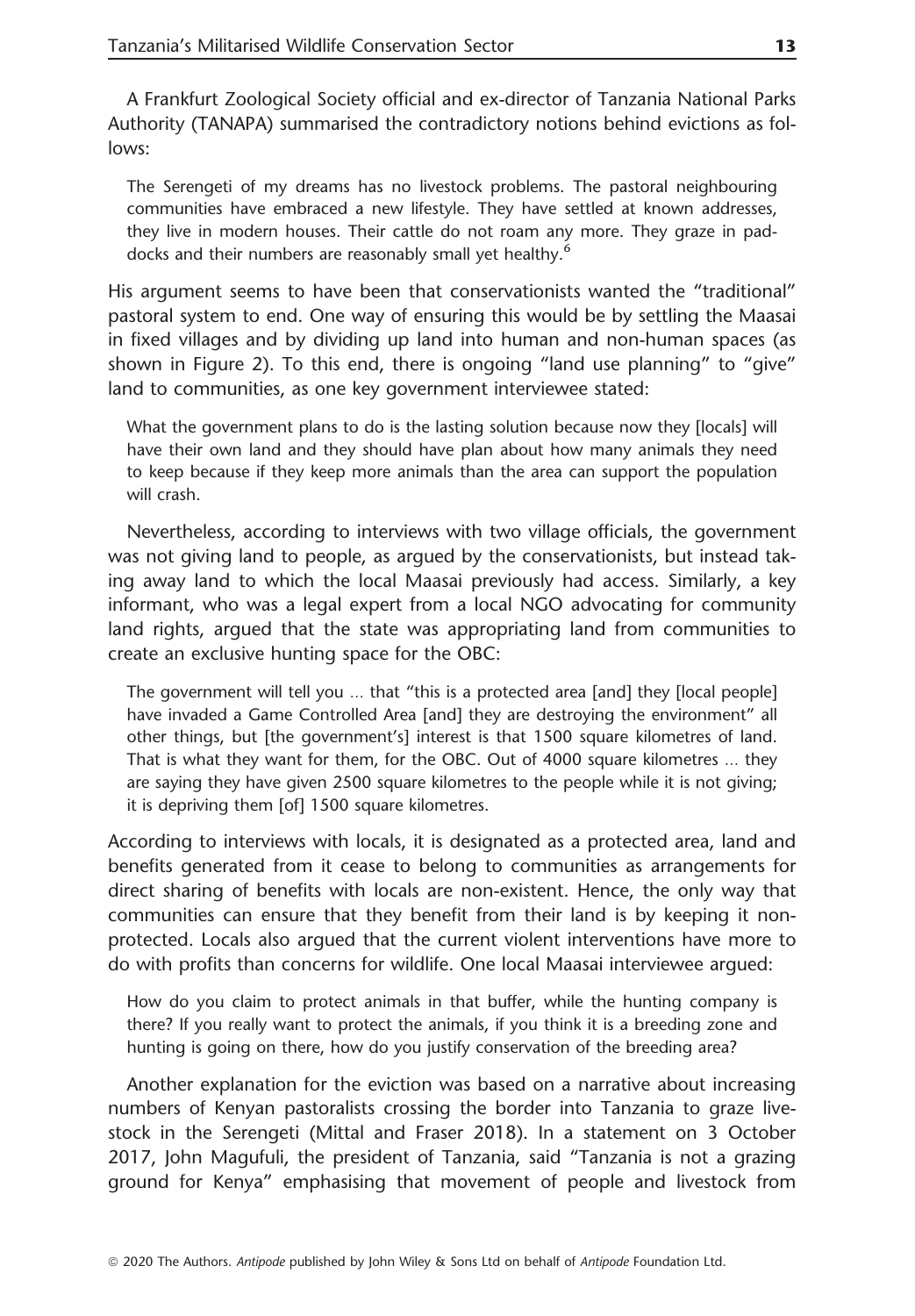A Frankfurt Zoological Society official and ex-director of Tanzania National Parks Authority (TANAPA) summarised the contradictory notions behind evictions as follows:

> The Serengeti of my dreams has no livestock problems. The pastoral neighbouring communities have embraced a new lifestyle. They have settled at known addresses, they live in modern houses. Their cattle do not roam any more. They graze in paddocks and their numbers are reasonably small yet healthy.[6]

His argument seems to have been that conservationists wanted the "traditional" pastoral system to end. One way of ensuring this would be by settling the Maasai in fixed villages and by dividing up land into human and non-human spaces (as shown in Figure 2). To this end, there is ongoing "land use planning" to "give" land to communities, as one key government interviewee stated:

> What the government plans to do is the lasting solution because now they [locals] will have their own land and they should have plan about how many animals they need to keep because if they keep more animals than the area can support the population will crash.

Nevertheless, according to interviews with two village officials, the government was not giving land to people, as argued by the conservationists, but instead taking away land to which the local Maasai previously had access. Similarly, a key informant, who was a legal expert from a local NGO advocating for community land rights, argued that the state was appropriating land from communities to create an exclusive hunting space for the OBC:

> The government will tell you … that "this is a protected area [and] they [local people] have invaded a Game Controlled Area [and] they are destroying the environment" all other things, but [the government's] interest is that 1500 square kilometres of land. That is what they want for them, for the OBC. Out of 4000 square kilometres … they are saying they have given 2500 square kilometres to the people while it is not giving; it is depriving them [of] 1500 square kilometres.

According to interviews with locals, it is designated as a protected area, land and benefits generated from it cease to belong to communities as arrangements for direct sharing of benefits with locals are non-existent. Hence, the only way that communities can ensure that they benefit from their land is by keeping it non-protected. Locals also argued that the current violent interventions have more to do with profits than concerns for wildlife. One local Maasai interviewee argued:

> How do you claim to protect animals in that buffer, while the hunting company is there? If you really want to protect the animals, if you think it is a breeding zone and hunting is going on there, how do you justify conservation of the breeding area?

Another explanation for the eviction was based on a narrative about increasing numbers of Kenyan pastoralists crossing the border into Tanzania to graze livestock in the Serengeti (Mittal and Fraser 2018). In a statement on 3 October 2017, John Magufuli, the president of Tanzania, said "Tanzania is not a grazing ground for Kenya" emphasising that movement of people and livestock from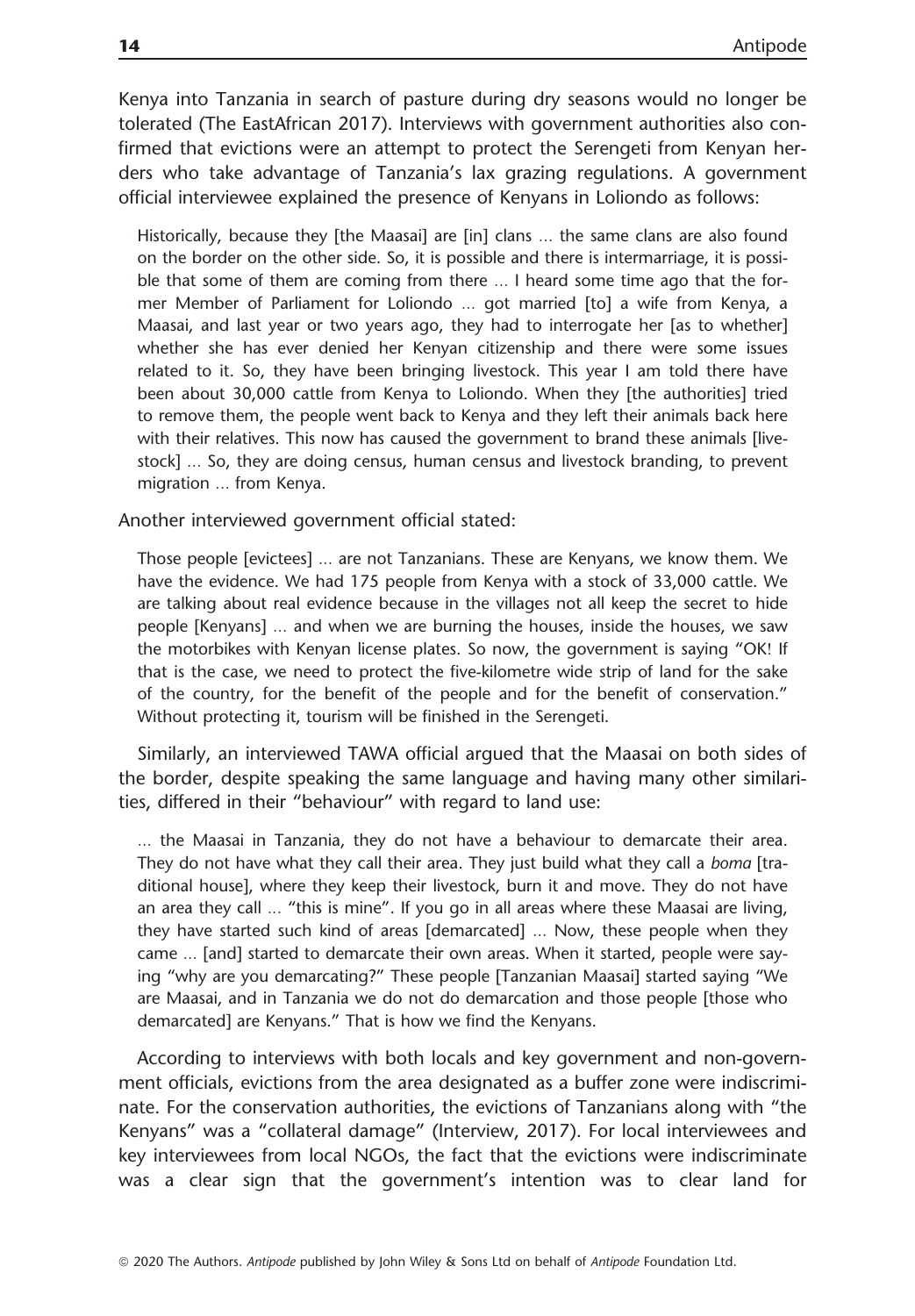Kenya into Tanzania in search of pasture during dry seasons would no longer be tolerated (The EastAfrican 2017). Interviews with government authorities also confirmed that evictions were an attempt to protect the Serengeti from Kenyan herders who take advantage of Tanzania's lax grazing regulations. A government official interviewee explained the presence of Kenyans in Loliondo as follows:

> Historically, because they [the Maasai] are [in] clans … the same clans are also found on the border on the other side. So, it is possible and there is intermarriage, it is possible that some of them are coming from there … I heard some time ago that the former Member of Parliament for Loliondo … got married [to] a wife from Kenya, a Maasai, and last year or two years ago, they had to interrogate her [as to whether] whether she has ever denied her Kenyan citizenship and there were some issues related to it. So, they have been bringing livestock. This year I am told there have been about 30,000 cattle from Kenya to Loliondo. When they [the authorities] tried to remove them, the people went back to Kenya and they left their animals back here with their relatives. This now has caused the government to brand these animals [livestock] … So, they are doing census, human census and livestock branding, to prevent migration … from Kenya.

Another interviewed government official stated:

> Those people [evictees] … are not Tanzanians. These are Kenyans, we know them. We have the evidence. We had 175 people from Kenya with a stock of 33,000 cattle. We are talking about real evidence because in the villages not all keep the secret to hide people [Kenyans] … and when we are burning the houses, inside the houses, we saw the motorbikes with Kenyan license plates. So now, the government is saying "OK! If that is the case, we need to protect the five-kilometre wide strip of land for the sake of the country, for the benefit of the people and for the benefit of conservation." Without protecting it, tourism will be finished in the Serengeti.

Similarly, an interviewed TAWA official argued that the Maasai on both sides of the border, despite speaking the same language and having many other similarities, differed in their "behaviour" with regard to land use:

> … the Maasai in Tanzania, they do not have a behaviour to demarcate their area. They do not have what they call their area. They just build what they call a *boma* [traditional house], where they keep their livestock, burn it and move. They do not have an area they call … "this is mine". If you go in all areas where these Maasai are living, they have started such kind of areas [demarcated] … Now, these people when they came … [and] started to demarcate their own areas. When it started, people were saying "why are you demarcating?" These people [Tanzanian Maasai] started saying "We are Maasai, and in Tanzania we do not do demarcation and those people [those who demarcated] are Kenyans." That is how we find the Kenyans.

According to interviews with both locals and key government and non-government officials, evictions from the area designated as a buffer zone were indiscriminate. For the conservation authorities, the evictions of Tanzanians along with "the Kenyans" was a "collateral damage" (Interview, 2017). For local interviewees and key interviewees from local NGOs, the fact that the evictions were indiscriminate was a clear sign that the government's intention was to clear land for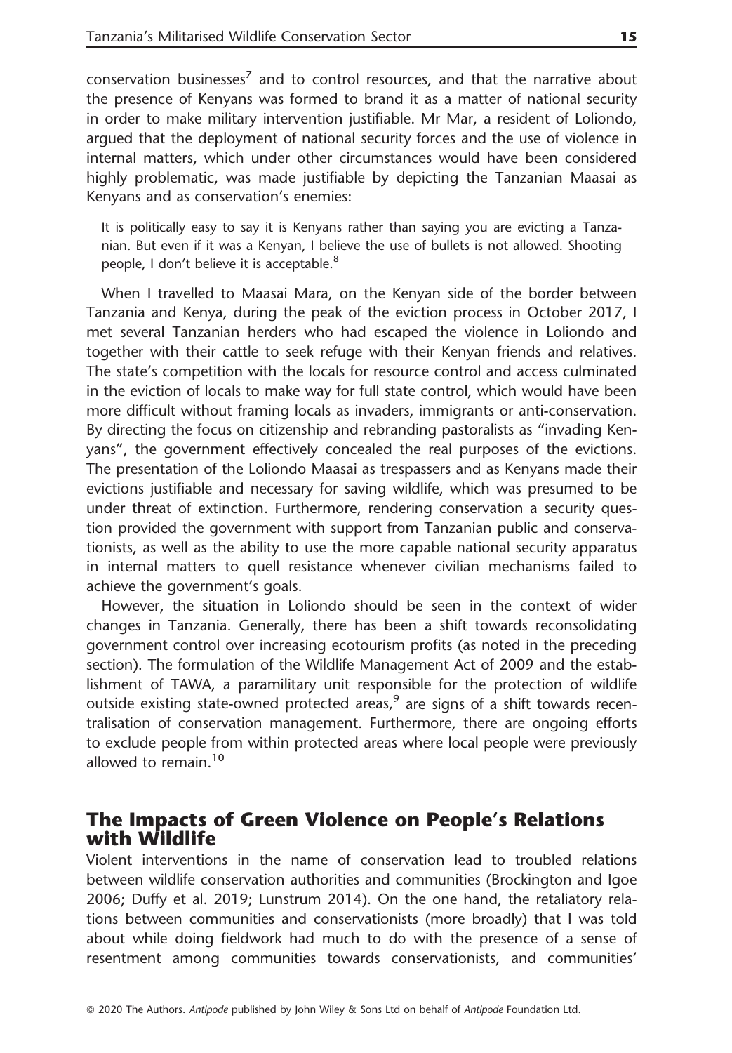conservation businesses[7] and to control resources, and that the narrative about the presence of Kenyans was formed to brand it as a matter of national security in order to make military intervention justifiable. Mr Mar, a resident of Loliondo, argued that the deployment of national security forces and the use of violence in internal matters, which under other circumstances would have been considered highly problematic, was made justifiable by depicting the Tanzanian Maasai as Kenyans and as conservation's enemies:

> It is politically easy to say it is Kenyans rather than saying you are evicting a Tanzanian. But even if it was a Kenyan, I believe the use of bullets is not allowed. Shooting people, I don't believe it is acceptable.[8]

When I travelled to Maasai Mara, on the Kenyan side of the border between Tanzania and Kenya, during the peak of the eviction process in October 2017, I met several Tanzanian herders who had escaped the violence in Loliondo and together with their cattle to seek refuge with their Kenyan friends and relatives. The state's competition with the locals for resource control and access culminated in the eviction of locals to make way for full state control, which would have been more difficult without framing locals as invaders, immigrants or anti-conservation. By directing the focus on citizenship and rebranding pastoralists as "invading Kenyans", the government effectively concealed the real purposes of the evictions. The presentation of the Loliondo Maasai as trespassers and as Kenyans made their evictions justifiable and necessary for saving wildlife, which was presumed to be under threat of extinction. Furthermore, rendering conservation a security question provided the government with support from Tanzanian public and conservationists, as well as the ability to use the more capable national security apparatus in internal matters to quell resistance whenever civilian mechanisms failed to achieve the government's goals.

However, the situation in Loliondo should be seen in the context of wider changes in Tanzania. Generally, there has been a shift towards reconsolidating government control over increasing ecotourism profits (as noted in the preceding section). The formulation of the Wildlife Management Act of 2009 and the establishment of TAWA, a paramilitary unit responsible for the protection of wildlife outside existing state-owned protected areas,[9] are signs of a shift towards recentralisation of conservation management. Furthermore, there are ongoing efforts to exclude people from within protected areas where local people were previously allowed to remain.[10]

## The Impacts of Green Violence on People's Relations with Wildlife

Violent interventions in the name of conservation lead to troubled relations between wildlife conservation authorities and communities (Brockington and Igoe 2006; Duffy et al. 2019; Lunstrum 2014). On the one hand, the retaliatory relations between communities and conservationists (more broadly) that I was told about while doing fieldwork had much to do with the presence of a sense of resentment among communities towards conservationists, and communities'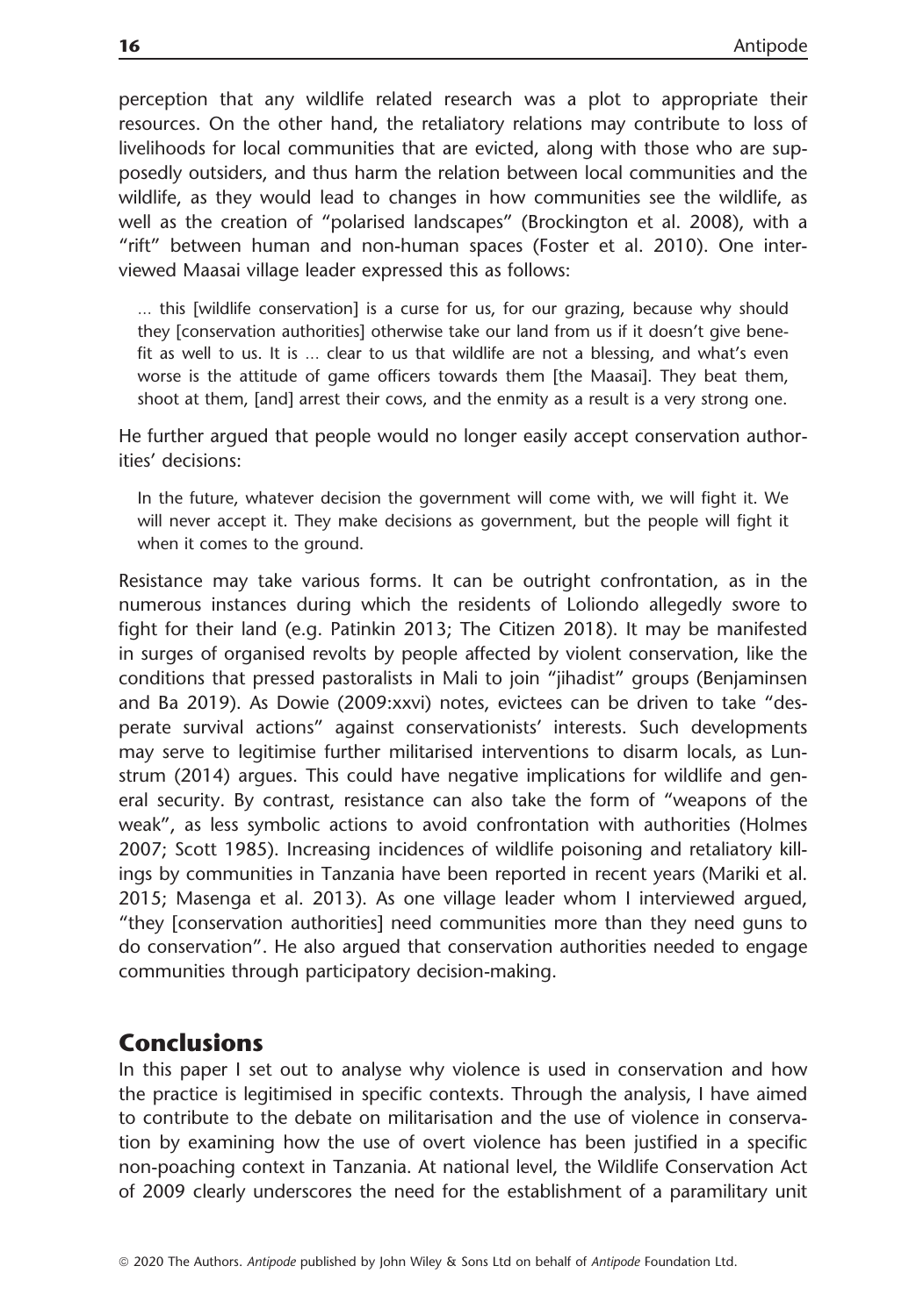perception that any wildlife related research was a plot to appropriate their resources. On the other hand, the retaliatory relations may contribute to loss of livelihoods for local communities that are evicted, along with those who are supposedly outsiders, and thus harm the relation between local communities and the wildlife, as they would lead to changes in how communities see the wildlife, as well as the creation of "polarised landscapes" (Brockington et al. 2008), with a "rift" between human and non-human spaces (Foster et al. 2010). One interviewed Maasai village leader expressed this as follows:

> … this [wildlife conservation] is a curse for us, for our grazing, because why should they [conservation authorities] otherwise take our land from us if it doesn't give benefit as well to us. It is … clear to us that wildlife are not a blessing, and what's even worse is the attitude of game officers towards them [the Maasai]. They beat them, shoot at them, [and] arrest their cows, and the enmity as a result is a very strong one.

He further argued that people would no longer easily accept conservation authorities' decisions:

> In the future, whatever decision the government will come with, we will fight it. We will never accept it. They make decisions as government, but the people will fight it when it comes to the ground.

Resistance may take various forms. It can be outright confrontation, as in the numerous instances during which the residents of Loliondo allegedly swore to fight for their land (e.g. Patinkin 2013; The Citizen 2018). It may be manifested in surges of organised revolts by people affected by violent conservation, like the conditions that pressed pastoralists in Mali to join "jihadist" groups (Benjaminsen and Ba 2019). As Dowie (2009:xxvi) notes, evictees can be driven to take "desperate survival actions" against conservationists' interests. Such developments may serve to legitimise further militarised interventions to disarm locals, as Lunstrum (2014) argues. This could have negative implications for wildlife and general security. By contrast, resistance can also take the form of "weapons of the weak", as less symbolic actions to avoid confrontation with authorities (Holmes 2007; Scott 1985). Increasing incidences of wildlife poisoning and retaliatory killings by communities in Tanzania have been reported in recent years (Mariki et al. 2015; Masenga et al. 2013). As one village leader whom I interviewed argued, "they [conservation authorities] need communities more than they need guns to do conservation". He also argued that conservation authorities needed to engage communities through participatory decision-making.

## Conclusions

In this paper I set out to analyse why violence is used in conservation and how the practice is legitimised in specific contexts. Through the analysis, I have aimed to contribute to the debate on militarisation and the use of violence in conservation by examining how the use of overt violence has been justified in a specific non-poaching context in Tanzania. At national level, the Wildlife Conservation Act of 2009 clearly underscores the need for the establishment of a paramilitary unit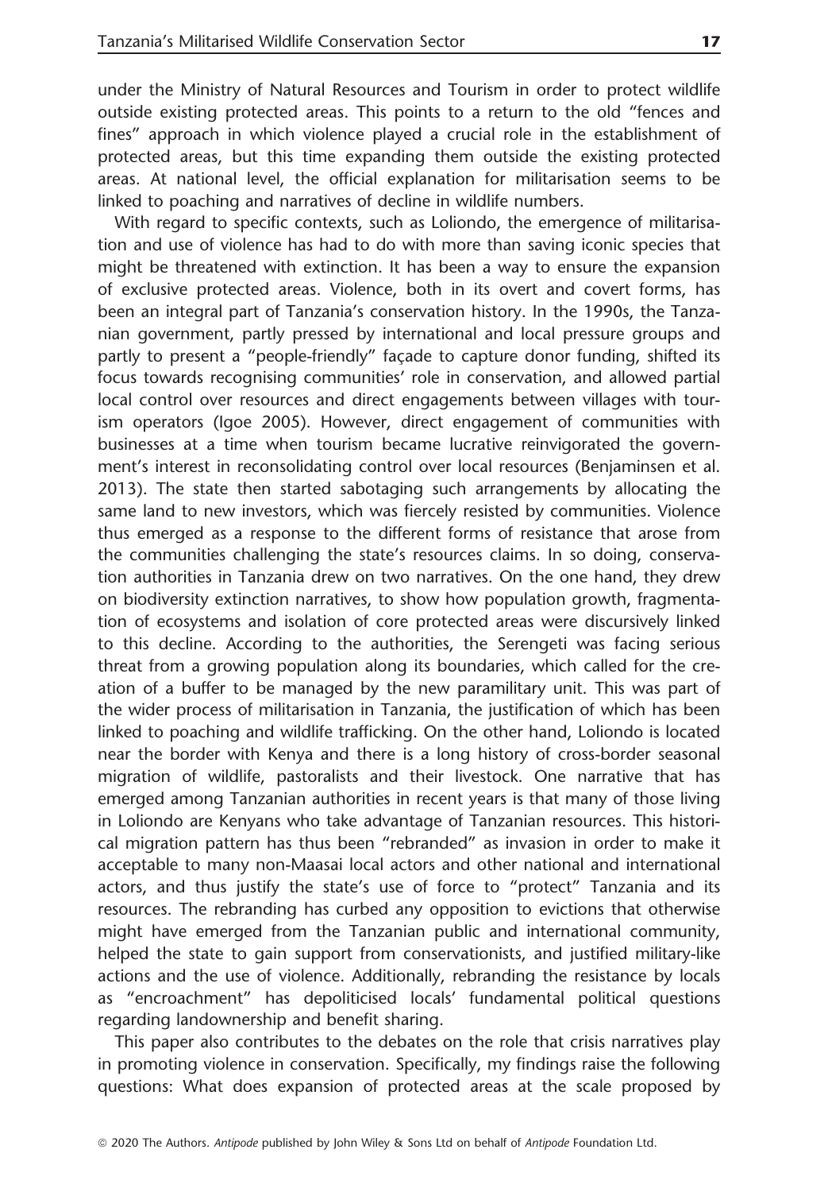under the Ministry of Natural Resources and Tourism in order to protect wildlife outside existing protected areas. This points to a return to the old "fences and fines" approach in which violence played a crucial role in the establishment of protected areas, but this time expanding them outside the existing protected areas. At national level, the official explanation for militarisation seems to be linked to poaching and narratives of decline in wildlife numbers.

With regard to specific contexts, such as Loliondo, the emergence of militarisation and use of violence has had to do with more than saving iconic species that might be threatened with extinction. It has been a way to ensure the expansion of exclusive protected areas. Violence, both in its overt and covert forms, has been an integral part of Tanzania's conservation history. In the 1990s, the Tanzanian government, partly pressed by international and local pressure groups and partly to present a "people-friendly" façade to capture donor funding, shifted its focus towards recognising communities' role in conservation, and allowed partial local control over resources and direct engagements between villages with tourism operators (Igoe 2005). However, direct engagement of communities with businesses at a time when tourism became lucrative reinvigorated the government's interest in reconsolidating control over local resources (Benjaminsen et al. 2013). The state then started sabotaging such arrangements by allocating the same land to new investors, which was fiercely resisted by communities. Violence thus emerged as a response to the different forms of resistance that arose from the communities challenging the state's resources claims. In so doing, conservation authorities in Tanzania drew on two narratives. On the one hand, they drew on biodiversity extinction narratives, to show how population growth, fragmentation of ecosystems and isolation of core protected areas were discursively linked to this decline. According to the authorities, the Serengeti was facing serious threat from a growing population along its boundaries, which called for the creation of a buffer to be managed by the new paramilitary unit. This was part of the wider process of militarisation in Tanzania, the justification of which has been linked to poaching and wildlife trafficking. On the other hand, Loliondo is located near the border with Kenya and there is a long history of cross-border seasonal migration of wildlife, pastoralists and their livestock. One narrative that has emerged among Tanzanian authorities in recent years is that many of those living in Loliondo are Kenyans who take advantage of Tanzanian resources. This historical migration pattern has thus been "rebranded" as invasion in order to make it acceptable to many non-Maasai local actors and other national and international actors, and thus justify the state's use of force to "protect" Tanzania and its resources. The rebranding has curbed any opposition to evictions that otherwise might have emerged from the Tanzanian public and international community, helped the state to gain support from conservationists, and justified military-like actions and the use of violence. Additionally, rebranding the resistance by locals as "encroachment" has depoliticised locals' fundamental political questions regarding landownership and benefit sharing.

This paper also contributes to the debates on the role that crisis narratives play in promoting violence in conservation. Specifically, my findings raise the following questions: What does expansion of protected areas at the scale proposed by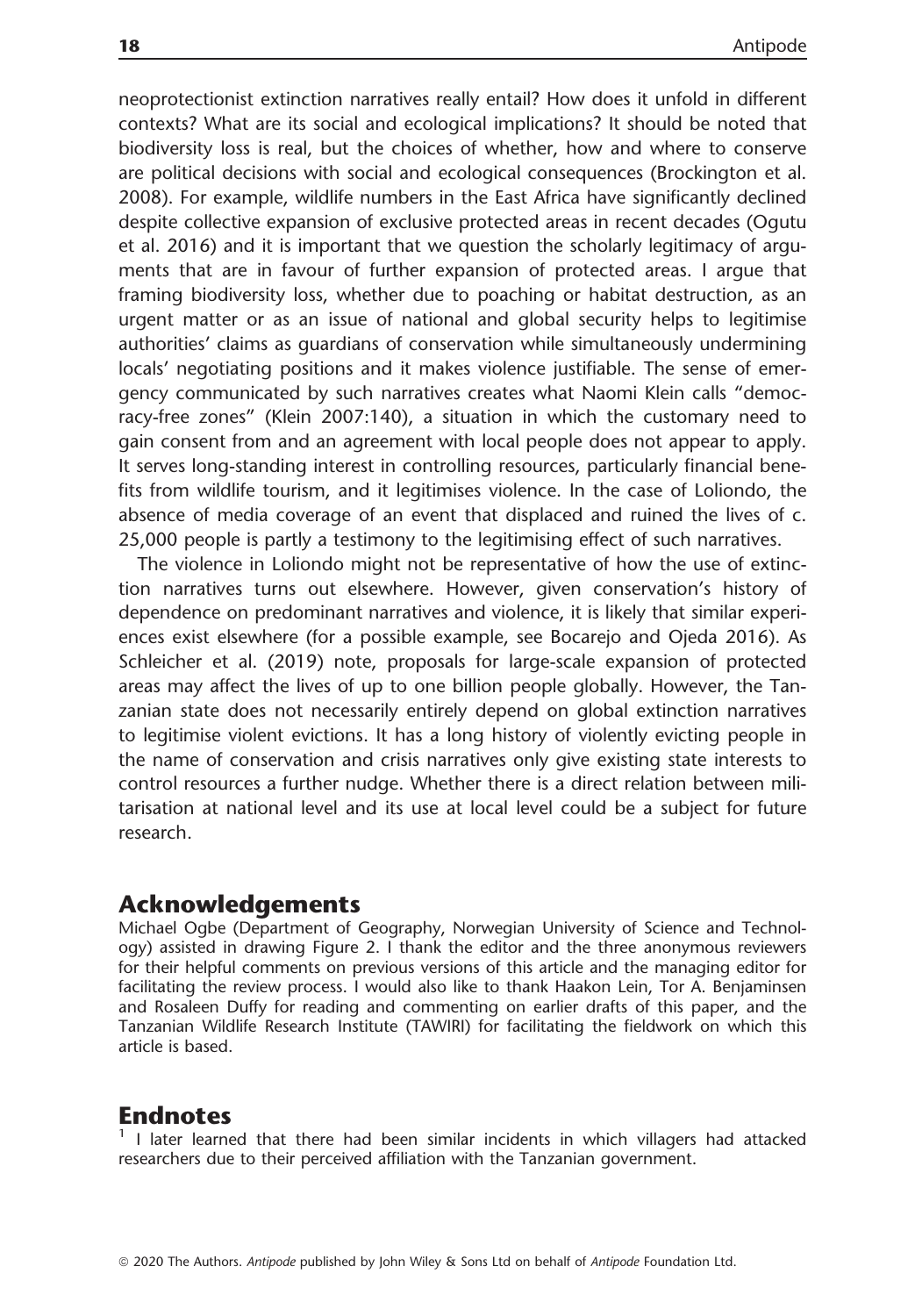neoprotectionist extinction narratives really entail? How does it unfold in different contexts? What are its social and ecological implications? It should be noted that biodiversity loss is real, but the choices of whether, how and where to conserve are political decisions with social and ecological consequences (Brockington et al. 2008). For example, wildlife numbers in the East Africa have significantly declined despite collective expansion of exclusive protected areas in recent decades (Ogutu et al. 2016) and it is important that we question the scholarly legitimacy of arguments that are in favour of further expansion of protected areas. I argue that framing biodiversity loss, whether due to poaching or habitat destruction, as an urgent matter or as an issue of national and global security helps to legitimise authorities' claims as guardians of conservation while simultaneously undermining locals' negotiating positions and it makes violence justifiable. The sense of emergency communicated by such narratives creates what Naomi Klein calls "democracy-free zones" (Klein 2007:140), a situation in which the customary need to gain consent from and an agreement with local people does not appear to apply. It serves long-standing interest in controlling resources, particularly financial benefits from wildlife tourism, and it legitimises violence. In the case of Loliondo, the absence of media coverage of an event that displaced and ruined the lives of c. 25,000 people is partly a testimony to the legitimising effect of such narratives.

The violence in Loliondo might not be representative of how the use of extinction narratives turns out elsewhere. However, given conservation's history of dependence on predominant narratives and violence, it is likely that similar experiences exist elsewhere (for a possible example, see Bocarejo and Ojeda 2016). As Schleicher et al. (2019) note, proposals for large-scale expansion of protected areas may affect the lives of up to one billion people globally. However, the Tanzanian state does not necessarily entirely depend on global extinction narratives to legitimise violent evictions. It has a long history of violently evicting people in the name of conservation and crisis narratives only give existing state interests to control resources a further nudge. Whether there is a direct relation between militarisation at national level and its use at local level could be a subject for future research.

## Acknowledgements

Michael Ogbe (Department of Geography, Norwegian University of Science and Technology) assisted in drawing Figure 2. I thank the editor and the three anonymous reviewers for their helpful comments on previous versions of this article and the managing editor for facilitating the review process. I would also like to thank Haakon Lein, Tor A. Benjaminsen and Rosaleen Duffy for reading and commenting on earlier drafts of this paper, and the Tanzanian Wildlife Research Institute (TAWIRI) for facilitating the fieldwork on which this article is based.

## Endnotes

[1] I later learned that there had been similar incidents in which villagers had attacked researchers due to their perceived affiliation with the Tanzanian government.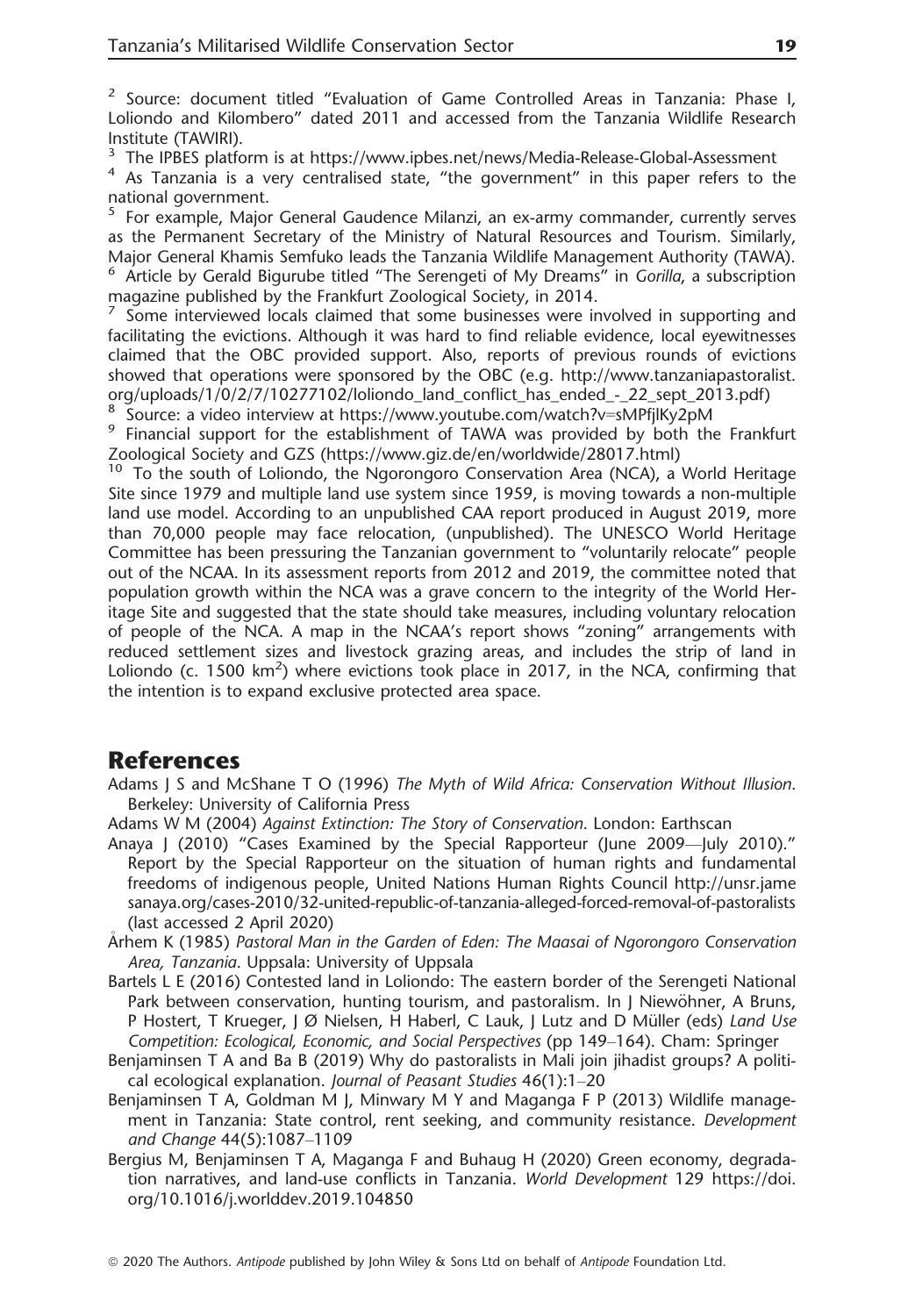[2] Source: document titled "Evaluation of Game Controlled Areas in Tanzania: Phase I, Loliondo and Kilombero" dated 2011 and accessed from the Tanzania Wildlife Research Institute (TAWIRI).

[3] The IPBES platform is at https://www.ipbes.net/news/Media-Release-Global-Assessment

[4] As Tanzania is a very centralised state, "the government" in this paper refers to the national government.

[5] For example, Major General Gaudence Milanzi, an ex-army commander, currently serves as the Permanent Secretary of the Ministry of Natural Resources and Tourism. Similarly, Major General Khamis Semfuko leads the Tanzania Wildlife Management Authority (TAWA).

[6] Article by Gerald Bigurube titled "The Serengeti of My Dreams" in *Gorilla*, a subscription magazine published by the Frankfurt Zoological Society, in 2014.

[7] Some interviewed locals claimed that some businesses were involved in supporting and facilitating the evictions. Although it was hard to find reliable evidence, local eyewitnesses claimed that the OBC provided support. Also, reports of previous rounds of evictions showed that operations were sponsored by the OBC (e.g. http://www.tanzaniapastoralist.org/uploads/1/0/2/7/10277102/loliondo_land_conflict_has_ended_-_22_sept_2013.pdf)

[8] Source: a video interview at https://www.youtube.com/watch?v=sMPfjlKy2pM

[9] Financial support for the establishment of TAWA was provided by both the Frankfurt Zoological Society and GZS (https://www.giz.de/en/worldwide/28017.html)

[10] To the south of Loliondo, the Ngorongoro Conservation Area (NCA), a World Heritage Site since 1979 and multiple land use system since 1959, is moving towards a non-multiple land use model. According to an unpublished CAA report produced in August 2019, more than 70,000 people may face relocation, (unpublished). The UNESCO World Heritage Committee has been pressuring the Tanzanian government to "voluntarily relocate" people out of the NCAA. In its assessment reports from 2012 and 2019, the committee noted that population growth within the NCA was a grave concern to the integrity of the World Heritage Site and suggested that the state should take measures, including voluntary relocation of people of the NCA. A map in the NCAA's report shows "zoning" arrangements with reduced settlement sizes and livestock grazing areas, and includes the strip of land in Loliondo (c. 1500 km$^2$) where evictions took place in 2017, in the NCA, confirming that the intention is to expand exclusive protected area space.

## References

Adams J S and McShane T O (1996) *The Myth of Wild Africa: Conservation Without Illusion*. Berkeley: University of California Press

Adams W M (2004) *Against Extinction: The Story of Conservation*. London: Earthscan

Anaya J (2010) "Cases Examined by the Special Rapporteur (June 2009—July 2010)." Report by the Special Rapporteur on the situation of human rights and fundamental freedoms of indigenous people, United Nations Human Rights Council http://unsr.jamesanaya.org/cases-2010/32-united-republic-of-tanzania-alleged-forced-removal-of-pastoralists (last accessed 2 April 2020)

Århem K (1985) *Pastoral Man in the Garden of Eden: The Maasai of Ngorongoro Conservation Area, Tanzania*. Uppsala: University of Uppsala

Bartels L E (2016) Contested land in Loliondo: The eastern border of the Serengeti National Park between conservation, hunting tourism, and pastoralism. In J Niewöhner, A Bruns, P Hostert, T Krueger, J Ø Nielsen, H Haberl, C Lauk, J Lutz and D Müller (eds) *Land Use Competition: Ecological, Economic, and Social Perspectives* (pp 149–164). Cham: Springer

Benjaminsen T A and Ba B (2019) Why do pastoralists in Mali join jihadist groups? A political ecological explanation. *Journal of Peasant Studies* 46(1):1–20

Benjaminsen T A, Goldman M J, Minwary M Y and Maganga F P (2013) Wildlife management in Tanzania: State control, rent seeking, and community resistance. *Development and Change* 44(5):1087–1109

Bergius M, Benjaminsen T A, Maganga F and Buhaug H (2020) Green economy, degradation narratives, and land-use conflicts in Tanzania. *World Development* 129 https://doi.org/10.1016/j.worlddev.2019.104850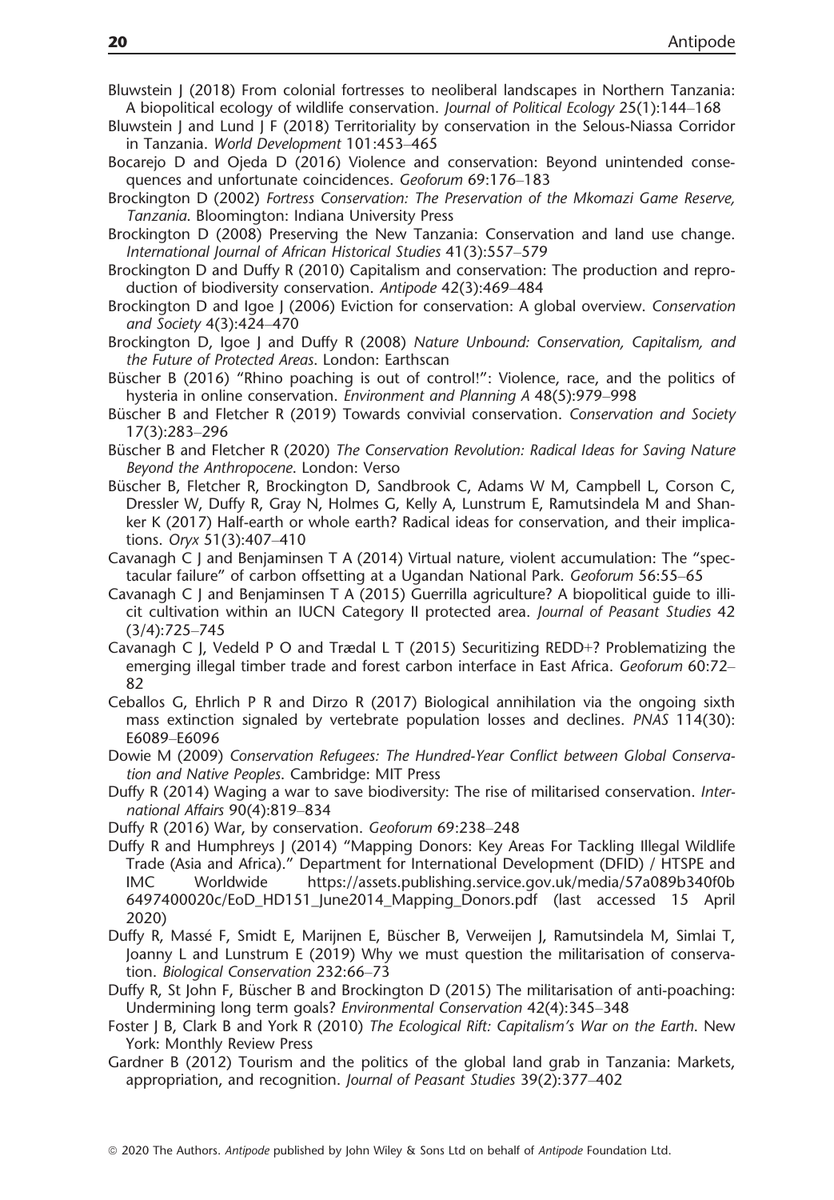Bluwstein J (2018) From colonial fortresses to neoliberal landscapes in Northern Tanzania: A biopolitical ecology of wildlife conservation. *Journal of Political Ecology* 25(1):144–168

Bluwstein J and Lund J F (2018) Territoriality by conservation in the Selous-Niassa Corridor in Tanzania. *World Development* 101:453–465

Bocarejo D and Ojeda D (2016) Violence and conservation: Beyond unintended consequences and unfortunate coincidences. *Geoforum* 69:176–183

Brockington D (2002) *Fortress Conservation: The Preservation of the Mkomazi Game Reserve, Tanzania*. Bloomington: Indiana University Press

Brockington D (2008) Preserving the New Tanzania: Conservation and land use change. *International Journal of African Historical Studies* 41(3):557–579

Brockington D and Duffy R (2010) Capitalism and conservation: The production and reproduction of biodiversity conservation. *Antipode* 42(3):469–484

Brockington D and Igoe J (2006) Eviction for conservation: A global overview. *Conservation and Society* 4(3):424–470

Brockington D, Igoe J and Duffy R (2008) *Nature Unbound: Conservation, Capitalism, and the Future of Protected Areas*. London: Earthscan

Büscher B (2016) "Rhino poaching is out of control!": Violence, race, and the politics of hysteria in online conservation. *Environment and Planning A* 48(5):979–998

Büscher B and Fletcher R (2019) Towards convivial conservation. *Conservation and Society* 17(3):283–296

Büscher B and Fletcher R (2020) *The Conservation Revolution: Radical Ideas for Saving Nature Beyond the Anthropocene*. London: Verso

Büscher B, Fletcher R, Brockington D, Sandbrook C, Adams W M, Campbell L, Corson C, Dressler W, Duffy R, Gray N, Holmes G, Kelly A, Lunstrum E, Ramutsindela M and Shanker K (2017) Half-earth or whole earth? Radical ideas for conservation, and their implications. *Oryx* 51(3):407–410

Cavanagh C J and Benjaminsen T A (2014) Virtual nature, violent accumulation: The "spectacular failure" of carbon offsetting at a Ugandan National Park. *Geoforum* 56:55–65

Cavanagh C J and Benjaminsen T A (2015) Guerrilla agriculture? A biopolitical guide to illicit cultivation within an IUCN Category II protected area. *Journal of Peasant Studies* 42 (3/4):725–745

Cavanagh C J, Vedeld P O and Trædal L T (2015) Securitizing REDD+? Problematizing the emerging illegal timber trade and forest carbon interface in East Africa. *Geoforum* 60:72–82

Ceballos G, Ehrlich P R and Dirzo R (2017) Biological annihilation via the ongoing sixth mass extinction signaled by vertebrate population losses and declines. *PNAS* 114(30): E6089–E6096

Dowie M (2009) *Conservation Refugees: The Hundred-Year Conflict between Global Conservation and Native Peoples*. Cambridge: MIT Press

Duffy R (2014) Waging a war to save biodiversity: The rise of militarised conservation. *International Affairs* 90(4):819–834

Duffy R (2016) War, by conservation. *Geoforum* 69:238–248

Duffy R and Humphreys J (2014) "Mapping Donors: Key Areas For Tackling Illegal Wildlife Trade (Asia and Africa)." Department for International Development (DFID) / HTSPE and IMC Worldwide https://assets.publishing.service.gov.uk/media/57a089b340f0b6497400020c/EoD_HD151_June2014_Mapping_Donors.pdf (last accessed 15 April 2020)

Duffy R, Massé F, Smidt E, Marijnen E, Büscher B, Verweijen J, Ramutsindela M, Simlai T, Joanny L and Lunstrum E (2019) Why we must question the militarisation of conservation. *Biological Conservation* 232:66–73

Duffy R, St John F, Büscher B and Brockington D (2015) The militarisation of anti-poaching: Undermining long term goals? *Environmental Conservation* 42(4):345–348

Foster J B, Clark B and York R (2010) *The Ecological Rift: Capitalism's War on the Earth*. New York: Monthly Review Press

Gardner B (2012) Tourism and the politics of the global land grab in Tanzania: Markets, appropriation, and recognition. *Journal of Peasant Studies* 39(2):377–402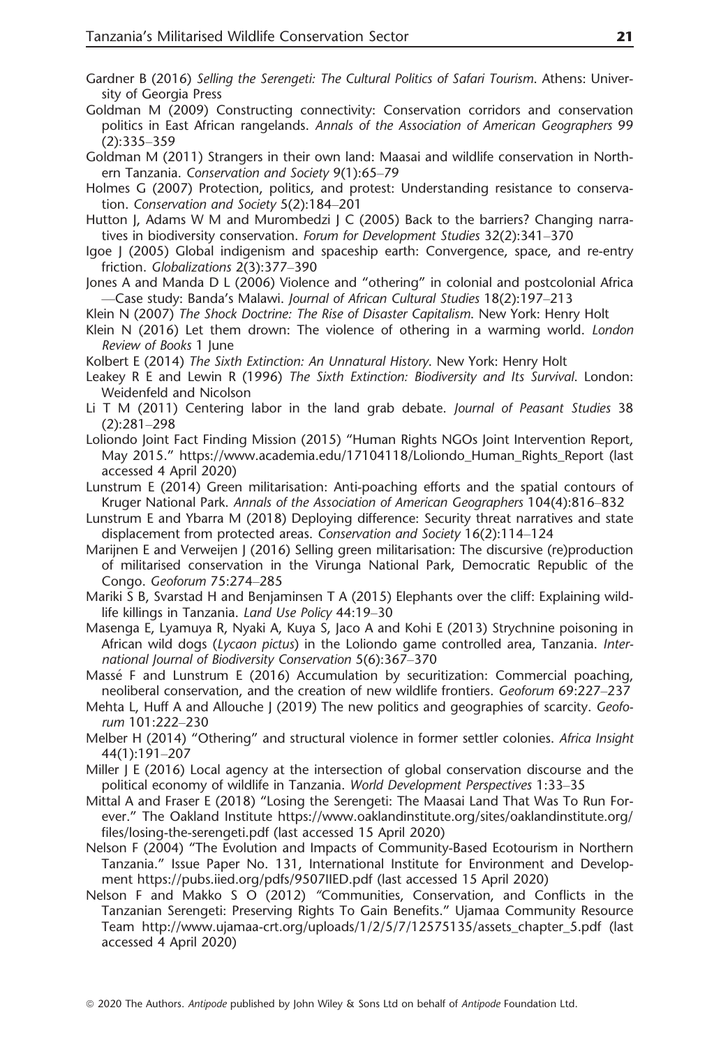Gardner B (2016) *Selling the Serengeti: The Cultural Politics of Safari Tourism*. Athens: University of Georgia Press

Goldman M (2009) Constructing connectivity: Conservation corridors and conservation politics in East African rangelands. *Annals of the Association of American Geographers* 99 (2):335–359

Goldman M (2011) Strangers in their own land: Maasai and wildlife conservation in Northern Tanzania. *Conservation and Society* 9(1):65–79

Holmes G (2007) Protection, politics, and protest: Understanding resistance to conservation. *Conservation and Society* 5(2):184–201

Hutton J, Adams W M and Murombedzi J C (2005) Back to the barriers? Changing narratives in biodiversity conservation. *Forum for Development Studies* 32(2):341–370

Igoe J (2005) Global indigenism and spaceship earth: Convergence, space, and re-entry friction. *Globalizations* 2(3):377–390

Jones A and Manda D L (2006) Violence and "othering" in colonial and postcolonial Africa —Case study: Banda's Malawi. *Journal of African Cultural Studies* 18(2):197–213

Klein N (2007) *The Shock Doctrine: The Rise of Disaster Capitalism*. New York: Henry Holt

Klein N (2016) Let them drown: The violence of othering in a warming world. *London Review of Books* 1 June

Kolbert E (2014) *The Sixth Extinction: An Unnatural History*. New York: Henry Holt

Leakey R E and Lewin R (1996) *The Sixth Extinction: Biodiversity and Its Survival*. London: Weidenfeld and Nicolson

Li T M (2011) Centering labor in the land grab debate. *Journal of Peasant Studies* 38 (2):281–298

Loliondo Joint Fact Finding Mission (2015) "Human Rights NGOs Joint Intervention Report, May 2015." https://www.academia.edu/17104118/Loliondo_Human_Rights_Report (last accessed 4 April 2020)

Lunstrum E (2014) Green militarisation: Anti-poaching efforts and the spatial contours of Kruger National Park. *Annals of the Association of American Geographers* 104(4):816–832

Lunstrum E and Ybarra M (2018) Deploying difference: Security threat narratives and state displacement from protected areas. *Conservation and Society* 16(2):114–124

Marijnen E and Verweijen J (2016) Selling green militarisation: The discursive (re)production of militarised conservation in the Virunga National Park, Democratic Republic of the Congo. *Geoforum* 75:274–285

Mariki S B, Svarstad H and Benjaminsen T A (2015) Elephants over the cliff: Explaining wildlife killings in Tanzania. *Land Use Policy* 44:19–30

Masenga E, Lyamuya R, Nyaki A, Kuya S, Jaco A and Kohi E (2013) Strychnine poisoning in African wild dogs (*Lycaon pictus*) in the Loliondo game controlled area, Tanzania. *International Journal of Biodiversity Conservation* 5(6):367–370

Massé F and Lunstrum E (2016) Accumulation by securitization: Commercial poaching, neoliberal conservation, and the creation of new wildlife frontiers. *Geoforum* 69:227–237

Mehta L, Huff A and Allouche J (2019) The new politics and geographies of scarcity. *Geoforum* 101:222–230

Melber H (2014) "Othering" and structural violence in former settler colonies. *Africa Insight* 44(1):191–207

Miller J E (2016) Local agency at the intersection of global conservation discourse and the political economy of wildlife in Tanzania. *World Development Perspectives* 1:33–35

Mittal A and Fraser E (2018) "Losing the Serengeti: The Maasai Land That Was To Run Forever." The Oakland Institute https://www.oaklandinstitute.org/sites/oaklandinstitute.org/files/losing-the-serengeti.pdf (last accessed 15 April 2020)

Nelson F (2004) "The Evolution and Impacts of Community-Based Ecotourism in Northern Tanzania." Issue Paper No. 131, International Institute for Environment and Development https://pubs.iied.org/pdfs/9507IIED.pdf (last accessed 15 April 2020)

Nelson F and Makko S O (2012) "Communities, Conservation, and Conflicts in the Tanzanian Serengeti: Preserving Rights To Gain Benefits." Ujamaa Community Resource Team http://www.ujamaa-crt.org/uploads/1/2/5/7/12575135/assets_chapter_5.pdf (last accessed 4 April 2020)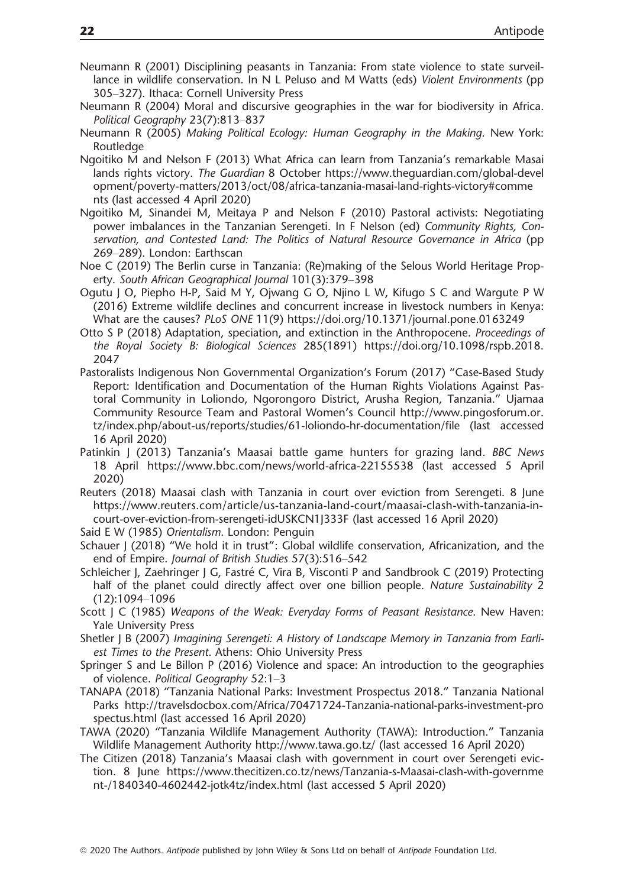Neumann R (2001) Disciplining peasants in Tanzania: From state violence to state surveillance in wildlife conservation. In N L Peluso and M Watts (eds) *Violent Environments* (pp 305–327). Ithaca: Cornell University Press

Neumann R (2004) Moral and discursive geographies in the war for biodiversity in Africa. *Political Geography* 23(7):813–837

Neumann R (2005) *Making Political Ecology: Human Geography in the Making*. New York: Routledge

Ngoitiko M and Nelson F (2013) What Africa can learn from Tanzania's remarkable Masai lands rights victory. *The Guardian* 8 October https://www.theguardian.com/global-development/poverty-matters/2013/oct/08/africa-tanzania-masai-land-rights-victory#comments (last accessed 4 April 2020)

Ngoitiko M, Sinandei M, Meitaya P and Nelson F (2010) Pastoral activists: Negotiating power imbalances in the Tanzanian Serengeti. In F Nelson (ed) *Community Rights, Conservation, and Contested Land: The Politics of Natural Resource Governance in Africa* (pp 269–289). London: Earthscan

Noe C (2019) The Berlin curse in Tanzania: (Re)making of the Selous World Heritage Property. *South African Geographical Journal* 101(3):379–398

Ogutu J O, Piepho H-P, Said M Y, Ojwang G O, Njino L W, Kifugo S C and Wargute P W (2016) Extreme wildlife declines and concurrent increase in livestock numbers in Kenya: What are the causes? *PLoS ONE* 11(9) https://doi.org/10.1371/journal.pone.0163249

Otto S P (2018) Adaptation, speciation, and extinction in the Anthropocene. *Proceedings of the Royal Society B: Biological Sciences* 285(1891) https://doi.org/10.1098/rspb.2018.2047

Pastoralists Indigenous Non Governmental Organization's Forum (2017) "Case-Based Study Report: Identification and Documentation of the Human Rights Violations Against Pastoral Community in Loliondo, Ngorongoro District, Arusha Region, Tanzania." Ujamaa Community Resource Team and Pastoral Women's Council http://www.pingosforum.or.tz/index.php/about-us/reports/studies/61-loliondo-hr-documentation/file (last accessed 16 April 2020)

Patinkin J (2013) Tanzania's Maasai battle game hunters for grazing land. *BBC News* 18 April https://www.bbc.com/news/world-africa-22155538 (last accessed 5 April 2020)

Reuters (2018) Maasai clash with Tanzania in court over eviction from Serengeti. 8 June https://www.reuters.com/article/us-tanzania-land-court/maasai-clash-with-tanzania-in-court-over-eviction-from-serengeti-idUSKCN1J333F (last accessed 16 April 2020)

Said E W (1985) *Orientalism*. London: Penguin

Schauer J (2018) "We hold it in trust": Global wildlife conservation, Africanization, and the end of Empire. *Journal of British Studies* 57(3):516–542

Schleicher J, Zaehringer J G, Fastré C, Vira B, Visconti P and Sandbrook C (2019) Protecting half of the planet could directly affect over one billion people. *Nature Sustainability* 2 (12):1094–1096

Scott J C (1985) *Weapons of the Weak: Everyday Forms of Peasant Resistance*. New Haven: Yale University Press

Shetler J B (2007) *Imagining Serengeti: A History of Landscape Memory in Tanzania from Earliest Times to the Present*. Athens: Ohio University Press

Springer S and Le Billon P (2016) Violence and space: An introduction to the geographies of violence. *Political Geography* 52:1–3

TANAPA (2018) "Tanzania National Parks: Investment Prospectus 2018." Tanzania National Parks http://travelsdocbox.com/Africa/70471724-Tanzania-national-parks-investment-prospectus.html (last accessed 16 April 2020)

TAWA (2020) "Tanzania Wildlife Management Authority (TAWA): Introduction." Tanzania Wildlife Management Authority http://www.tawa.go.tz/ (last accessed 16 April 2020)

The Citizen (2018) Tanzania's Maasai clash with government in court over Serengeti eviction. 8 June https://www.thecitizen.co.tz/news/Tanzania-s-Maasai-clash-with-government-/1840340-4602442-jotk4tz/index.html (last accessed 5 April 2020)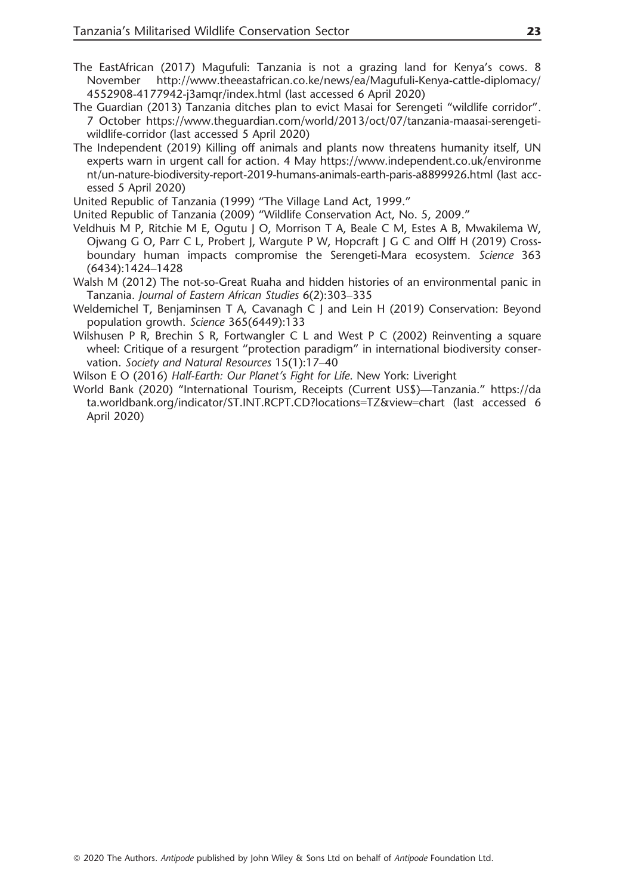The EastAfrican (2017) Magufuli: Tanzania is not a grazing land for Kenya's cows. 8 November http://www.theeastafrican.co.ke/news/ea/Magufuli-Kenya-cattle-diplomacy/4552908-4177942-j3amqr/index.html (last accessed 6 April 2020)

The Guardian (2013) Tanzania ditches plan to evict Masai for Serengeti "wildlife corridor". 7 October https://www.theguardian.com/world/2013/oct/07/tanzania-maasai-serengeti-wildlife-corridor (last accessed 5 April 2020)

The Independent (2019) Killing off animals and plants now threatens humanity itself, UN experts warn in urgent call for action. 4 May https://www.independent.co.uk/environment/un-nature-biodiversity-report-2019-humans-animals-earth-paris-a8899926.html (last accessed 5 April 2020)

United Republic of Tanzania (1999) "The Village Land Act, 1999."

United Republic of Tanzania (2009) "Wildlife Conservation Act, No. 5, 2009."

Veldhuis M P, Ritchie M E, Ogutu J O, Morrison T A, Beale C M, Estes A B, Mwakilema W, Ojwang G O, Parr C L, Probert J, Wargute P W, Hopcraft J G C and Olff H (2019) Cross-boundary human impacts compromise the Serengeti-Mara ecosystem. *Science* 363(6434):1424–1428

Walsh M (2012) The not-so-Great Ruaha and hidden histories of an environmental panic in Tanzania. *Journal of Eastern African Studies* 6(2):303–335

Weldemichel T, Benjaminsen T A, Cavanagh C J and Lein H (2019) Conservation: Beyond population growth. *Science* 365(6449):133

Wilshusen P R, Brechin S R, Fortwangler C L and West P C (2002) Reinventing a square wheel: Critique of a resurgent "protection paradigm" in international biodiversity conservation. *Society and Natural Resources* 15(1):17–40

Wilson E O (2016) *Half-Earth: Our Planet's Fight for Life*. New York: Liveright

World Bank (2020) "International Tourism, Receipts (Current US$)—Tanzania." https://data.worldbank.org/indicator/ST.INT.RCPT.CD?locations=TZ&view=chart (last accessed 6 April 2020)